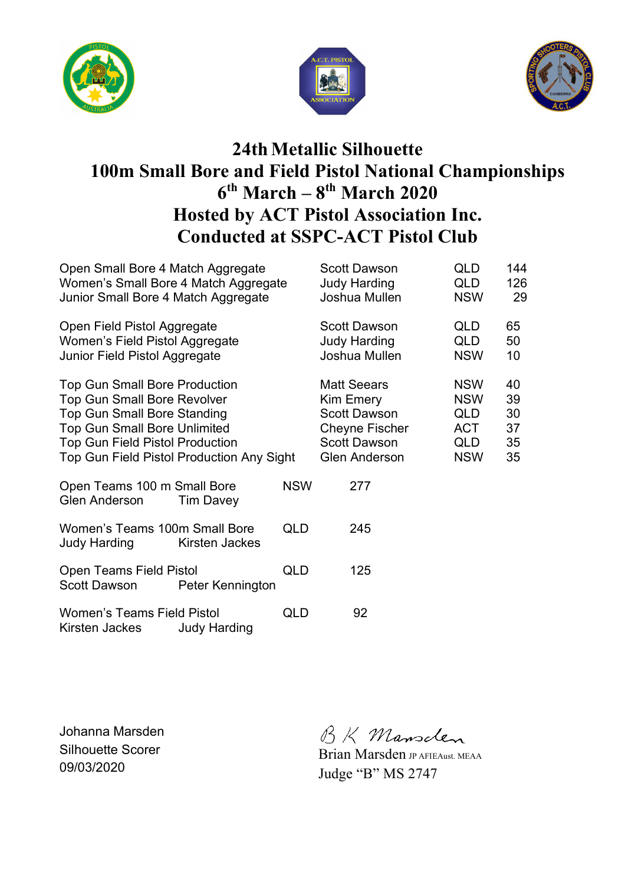# 24th Metallic Silhouette
# 100m Small Bore and Field Pistol National Championships
# 6th March – 8th March 2020
# Hosted by ACT Pistol Association Inc.
# Conducted at SSPC-ACT Pistol Club

| Event | Name | State | Score |
|---|---|---|---|
| Open Small Bore 4 Match Aggregate | Scott Dawson | QLD | 144 |
| Women's Small Bore 4 Match Aggregate | Judy Harding | QLD | 126 |
| Junior Small Bore 4 Match Aggregate | Joshua Mullen | NSW | 29 |
| Open Field Pistol Aggregate | Scott Dawson | QLD | 65 |
| Women's Field Pistol Aggregate | Judy Harding | QLD | 50 |
| Junior Field Pistol Aggregate | Joshua Mullen | NSW | 10 |
| Top Gun Small Bore Production | Matt Seears | NSW | 40 |
| Top Gun Small Bore Revolver | Kim Emery | NSW | 39 |
| Top Gun Small Bore Standing | Scott Dawson | QLD | 30 |
| Top Gun Small Bore Unlimited | Cheyne Fischer | ACT | 37 |
| Top Gun Field Pistol Production | Scott Dawson | QLD | 35 |
| Top Gun Field Pistol Production Any Sight | Glen Anderson | NSW | 35 |

| Event | State | Score |
|---|---|---|
| Open Teams 100 m Small Bore<br>Glen Anderson, Tim Davey | NSW | 277 |
| Women's Teams 100m Small Bore<br>Judy Harding, Kirsten Jackes | QLD | 245 |
| Open Teams Field Pistol<br>Scott Dawson, Peter Kennington | QLD | 125 |
| Women's Teams Field Pistol<br>Kirsten Jackes, Judy Harding | QLD | 92 |

Johanna Marsden
Silhouette Scorer
09/03/2020

B K Marsden
Brian Marsden JP AFIEAust. MEAA
Judge "B" MS 2747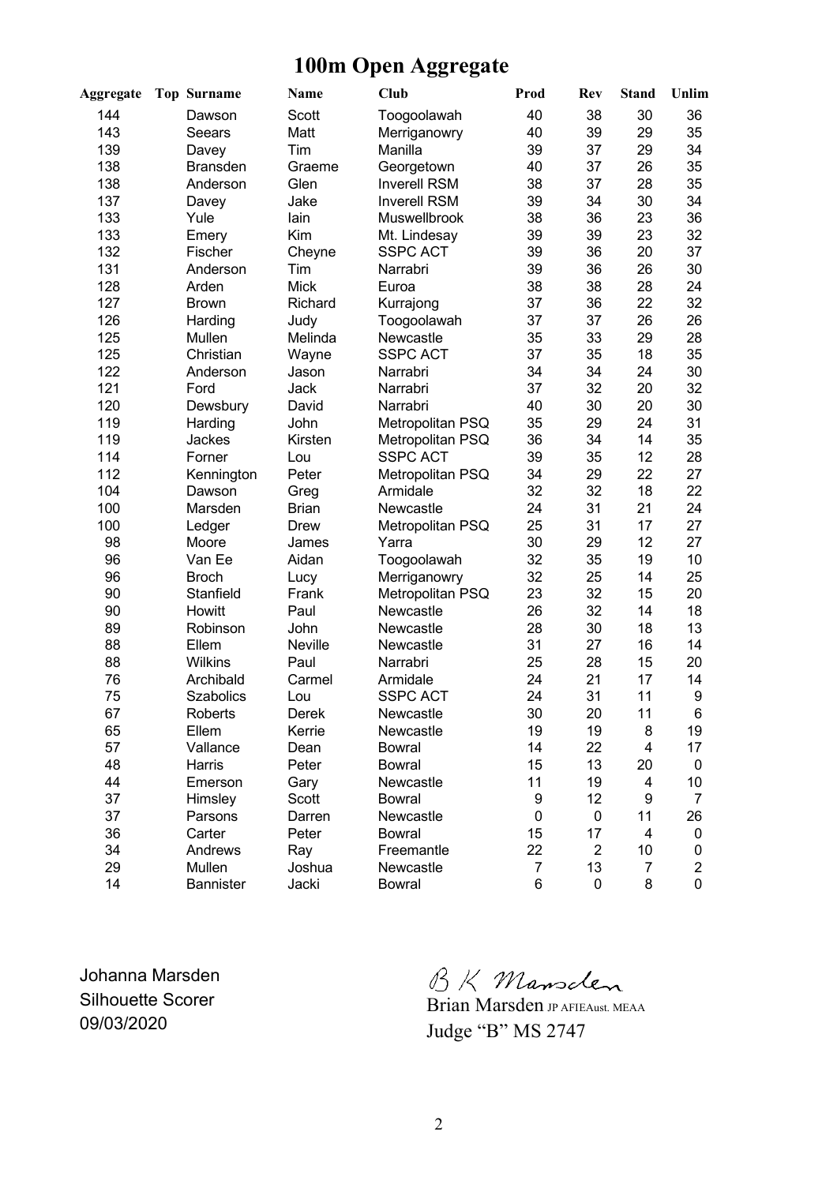# 100m Open Aggregate

| Aggregate | Top | Surname | Name | Club | Prod | Rev | Stand | Unlim |
|---|---|---|---|---|---|---|---|---|
| 144 | | Dawson | Scott | Toogoolawah | 40 | 38 | 30 | 36 |
| 143 | | Seears | Matt | Merriganowry | 40 | 39 | 29 | 35 |
| 139 | | Davey | Tim | Manilla | 39 | 37 | 29 | 34 |
| 138 | | Bransden | Graeme | Georgetown | 40 | 37 | 26 | 35 |
| 138 | | Anderson | Glen | Inverell RSM | 38 | 37 | 28 | 35 |
| 137 | | Davey | Jake | Inverell RSM | 39 | 34 | 30 | 34 |
| 133 | | Yule | Iain | Muswellbrook | 38 | 36 | 23 | 36 |
| 133 | | Emery | Kim | Mt. Lindesay | 39 | 39 | 23 | 32 |
| 132 | | Fischer | Cheyne | SSPC ACT | 39 | 36 | 20 | 37 |
| 131 | | Anderson | Tim | Narrabri | 39 | 36 | 26 | 30 |
| 128 | | Arden | Mick | Euroa | 38 | 38 | 28 | 24 |
| 127 | | Brown | Richard | Kurrajong | 37 | 36 | 22 | 32 |
| 126 | | Harding | Judy | Toogoolawah | 37 | 37 | 26 | 26 |
| 125 | | Mullen | Melinda | Newcastle | 35 | 33 | 29 | 28 |
| 125 | | Christian | Wayne | SSPC ACT | 37 | 35 | 18 | 35 |
| 122 | | Anderson | Jason | Narrabri | 34 | 34 | 24 | 30 |
| 121 | | Ford | Jack | Narrabri | 37 | 32 | 20 | 32 |
| 120 | | Dewsbury | David | Narrabri | 40 | 30 | 20 | 30 |
| 119 | | Harding | John | Metropolitan PSQ | 35 | 29 | 24 | 31 |
| 119 | | Jackes | Kirsten | Metropolitan PSQ | 36 | 34 | 14 | 35 |
| 114 | | Forner | Lou | SSPC ACT | 39 | 35 | 12 | 28 |
| 112 | | Kennington | Peter | Metropolitan PSQ | 34 | 29 | 22 | 27 |
| 104 | | Dawson | Greg | Armidale | 32 | 32 | 18 | 22 |
| 100 | | Marsden | Brian | Newcastle | 24 | 31 | 21 | 24 |
| 100 | | Ledger | Drew | Metropolitan PSQ | 25 | 31 | 17 | 27 |
| 98 | | Moore | James | Yarra | 30 | 29 | 12 | 27 |
| 96 | | Van Ee | Aidan | Toogoolawah | 32 | 35 | 19 | 10 |
| 96 | | Broch | Lucy | Merriganowry | 32 | 25 | 14 | 25 |
| 90 | | Stanfield | Frank | Metropolitan PSQ | 23 | 32 | 15 | 20 |
| 90 | | Howitt | Paul | Newcastle | 26 | 32 | 14 | 18 |
| 89 | | Robinson | John | Newcastle | 28 | 30 | 18 | 13 |
| 88 | | Ellem | Neville | Newcastle | 31 | 27 | 16 | 14 |
| 88 | | Wilkins | Paul | Narrabri | 25 | 28 | 15 | 20 |
| 76 | | Archibald | Carmel | Armidale | 24 | 21 | 17 | 14 |
| 75 | | Szabolics | Lou | SSPC ACT | 24 | 31 | 11 | 9 |
| 67 | | Roberts | Derek | Newcastle | 30 | 20 | 11 | 6 |
| 65 | | Ellem | Kerrie | Newcastle | 19 | 19 | 8 | 19 |
| 57 | | Vallance | Dean | Bowral | 14 | 22 | 4 | 17 |
| 48 | | Harris | Peter | Bowral | 15 | 13 | 20 | 0 |
| 44 | | Emerson | Gary | Newcastle | 11 | 19 | 4 | 10 |
| 37 | | Himsley | Scott | Bowral | 9 | 12 | 9 | 7 |
| 37 | | Parsons | Darren | Newcastle | 0 | 0 | 11 | 26 |
| 36 | | Carter | Peter | Bowral | 15 | 17 | 4 | 0 |
| 34 | | Andrews | Ray | Freemantle | 22 | 2 | 10 | 0 |
| 29 | | Mullen | Joshua | Newcastle | 7 | 13 | 7 | 2 |
| 14 | | Bannister | Jacki | Bowral | 6 | 0 | 8 | 0 |

Johanna Marsden
Silhouette Scorer
09/03/2020

B K Marsden
Brian Marsden JP AFIEAust. MEAA
Judge "B" MS 2747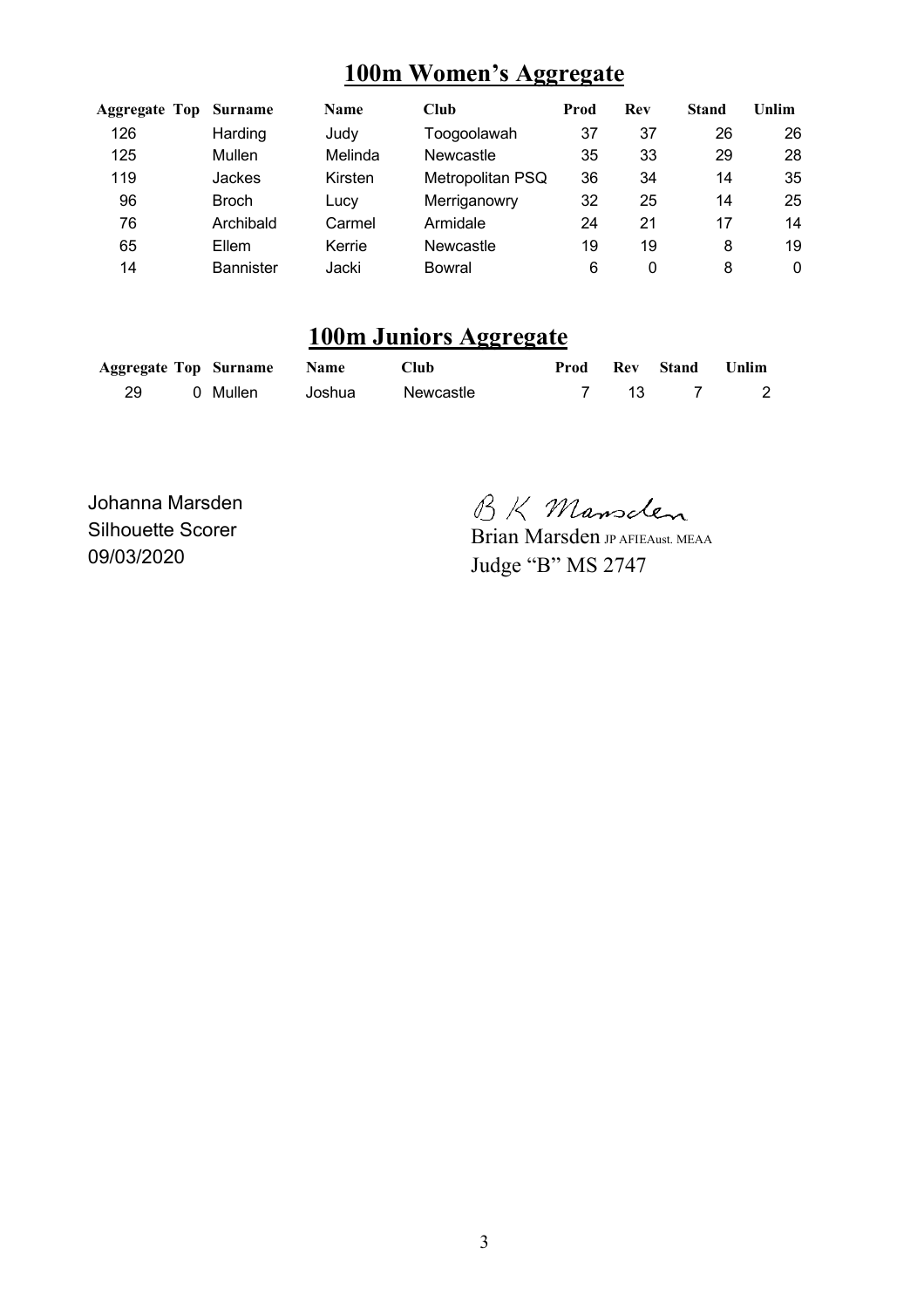## 100m Women's Aggregate

| Aggregate | Top | Surname | Name | Club | Prod | Rev | Stand | Unlim |
|---|---|---|---|---|---|---|---|---|
| 126 | | Harding | Judy | Toogoolawah | 37 | 37 | 26 | 26 |
| 125 | | Mullen | Melinda | Newcastle | 35 | 33 | 29 | 28 |
| 119 | | Jackes | Kirsten | Metropolitan PSQ | 36 | 34 | 14 | 35 |
| 96 | | Broch | Lucy | Merriganowry | 32 | 25 | 14 | 25 |
| 76 | | Archibald | Carmel | Armidale | 24 | 21 | 17 | 14 |
| 65 | | Ellem | Kerrie | Newcastle | 19 | 19 | 8 | 19 |
| 14 | | Bannister | Jacki | Bowral | 6 | 0 | 8 | 0 |

## 100m Juniors Aggregate

| Aggregate | Top | Surname | Name | Club | Prod | Rev | Stand | Unlim |
|---|---|---|---|---|---|---|---|---|
| 29 | 0 | Mullen | Joshua | Newcastle | 7 | 13 | 7 | 2 |

Johanna Marsden
Silhouette Scorer
09/03/2020

B K Marsden
Brian Marsden JP AFIEAust. MEAA
Judge "B" MS 2747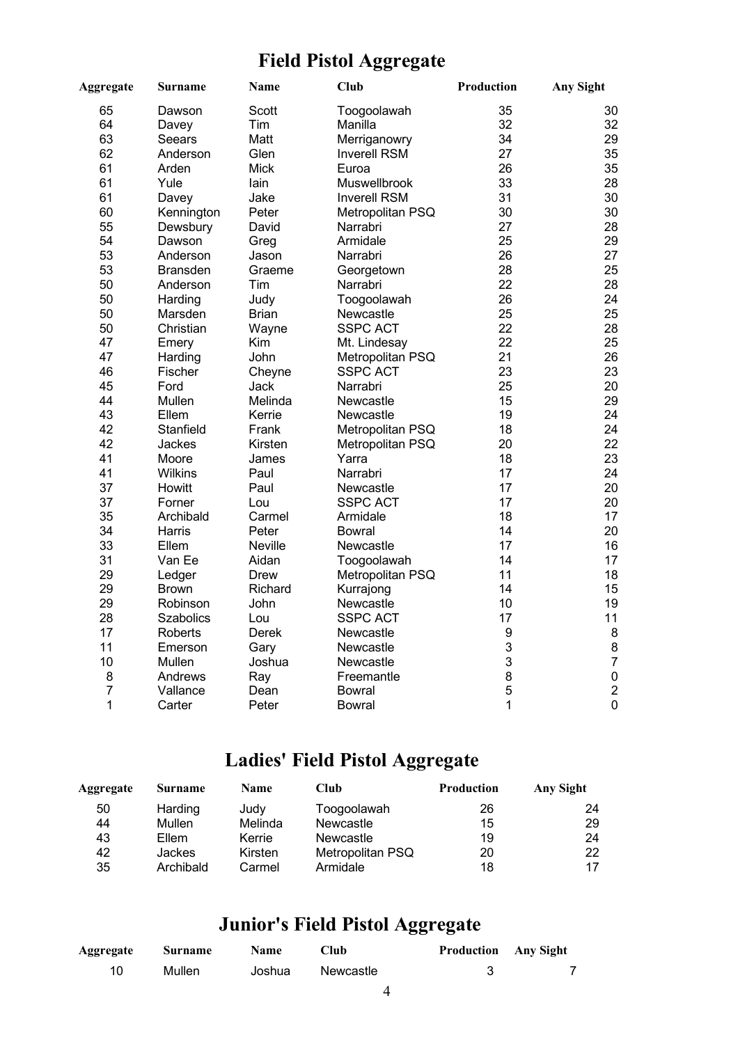# Field Pistol Aggregate

| Aggregate | Surname | Name | Club | Production | Any Sight |
|---|---|---|---|---|---|
| 65 | Dawson | Scott | Toogoolawah | 35 | 30 |
| 64 | Davey | Tim | Manilla | 32 | 32 |
| 63 | Seears | Matt | Merriganowry | 34 | 29 |
| 62 | Anderson | Glen | Inverell RSM | 27 | 35 |
| 61 | Arden | Mick | Euroa | 26 | 35 |
| 61 | Yule | Iain | Muswellbrook | 33 | 28 |
| 61 | Davey | Jake | Inverell RSM | 31 | 30 |
| 60 | Kennington | Peter | Metropolitan PSQ | 30 | 30 |
| 55 | Dewsbury | David | Narrabri | 27 | 28 |
| 54 | Dawson | Greg | Armidale | 25 | 29 |
| 53 | Anderson | Jason | Narrabri | 26 | 27 |
| 53 | Bransden | Graeme | Georgetown | 28 | 25 |
| 50 | Anderson | Tim | Narrabri | 22 | 28 |
| 50 | Harding | Judy | Toogoolawah | 26 | 24 |
| 50 | Marsden | Brian | Newcastle | 25 | 25 |
| 50 | Christian | Wayne | SSPC ACT | 22 | 28 |
| 47 | Emery | Kim | Mt. Lindesay | 22 | 25 |
| 47 | Harding | John | Metropolitan PSQ | 21 | 26 |
| 46 | Fischer | Cheyne | SSPC ACT | 23 | 23 |
| 45 | Ford | Jack | Narrabri | 25 | 20 |
| 44 | Mullen | Melinda | Newcastle | 15 | 29 |
| 43 | Ellem | Kerrie | Newcastle | 19 | 24 |
| 42 | Stanfield | Frank | Metropolitan PSQ | 18 | 24 |
| 42 | Jackes | Kirsten | Metropolitan PSQ | 20 | 22 |
| 41 | Moore | James | Yarra | 18 | 23 |
| 41 | Wilkins | Paul | Narrabri | 17 | 24 |
| 37 | Howitt | Paul | Newcastle | 17 | 20 |
| 37 | Forner | Lou | SSPC ACT | 17 | 20 |
| 35 | Archibald | Carmel | Armidale | 18 | 17 |
| 34 | Harris | Peter | Bowral | 14 | 20 |
| 33 | Ellem | Neville | Newcastle | 17 | 16 |
| 31 | Van Ee | Aidan | Toogoolawah | 14 | 17 |
| 29 | Ledger | Drew | Metropolitan PSQ | 11 | 18 |
| 29 | Brown | Richard | Kurrajong | 14 | 15 |
| 29 | Robinson | John | Newcastle | 10 | 19 |
| 28 | Szabolics | Lou | SSPC ACT | 17 | 11 |
| 17 | Roberts | Derek | Newcastle | 9 | 8 |
| 11 | Emerson | Gary | Newcastle | 3 | 8 |
| 10 | Mullen | Joshua | Newcastle | 3 | 7 |
| 8 | Andrews | Ray | Freemantle | 8 | 0 |
| 7 | Vallance | Dean | Bowral | 5 | 2 |
| 1 | Carter | Peter | Bowral | 1 | 0 |

# Ladies' Field Pistol Aggregate

| Aggregate | Surname | Name | Club | Production | Any Sight |
|---|---|---|---|---|---|
| 50 | Harding | Judy | Toogoolawah | 26 | 24 |
| 44 | Mullen | Melinda | Newcastle | 15 | 29 |
| 43 | Ellem | Kerrie | Newcastle | 19 | 24 |
| 42 | Jackes | Kirsten | Metropolitan PSQ | 20 | 22 |
| 35 | Archibald | Carmel | Armidale | 18 | 17 |

# Junior's Field Pistol Aggregate

| Aggregate | Surname | Name | Club | Production | Any Sight |
|---|---|---|---|---|---|
| 10 | Mullen | Joshua | Newcastle | 3 | 7 |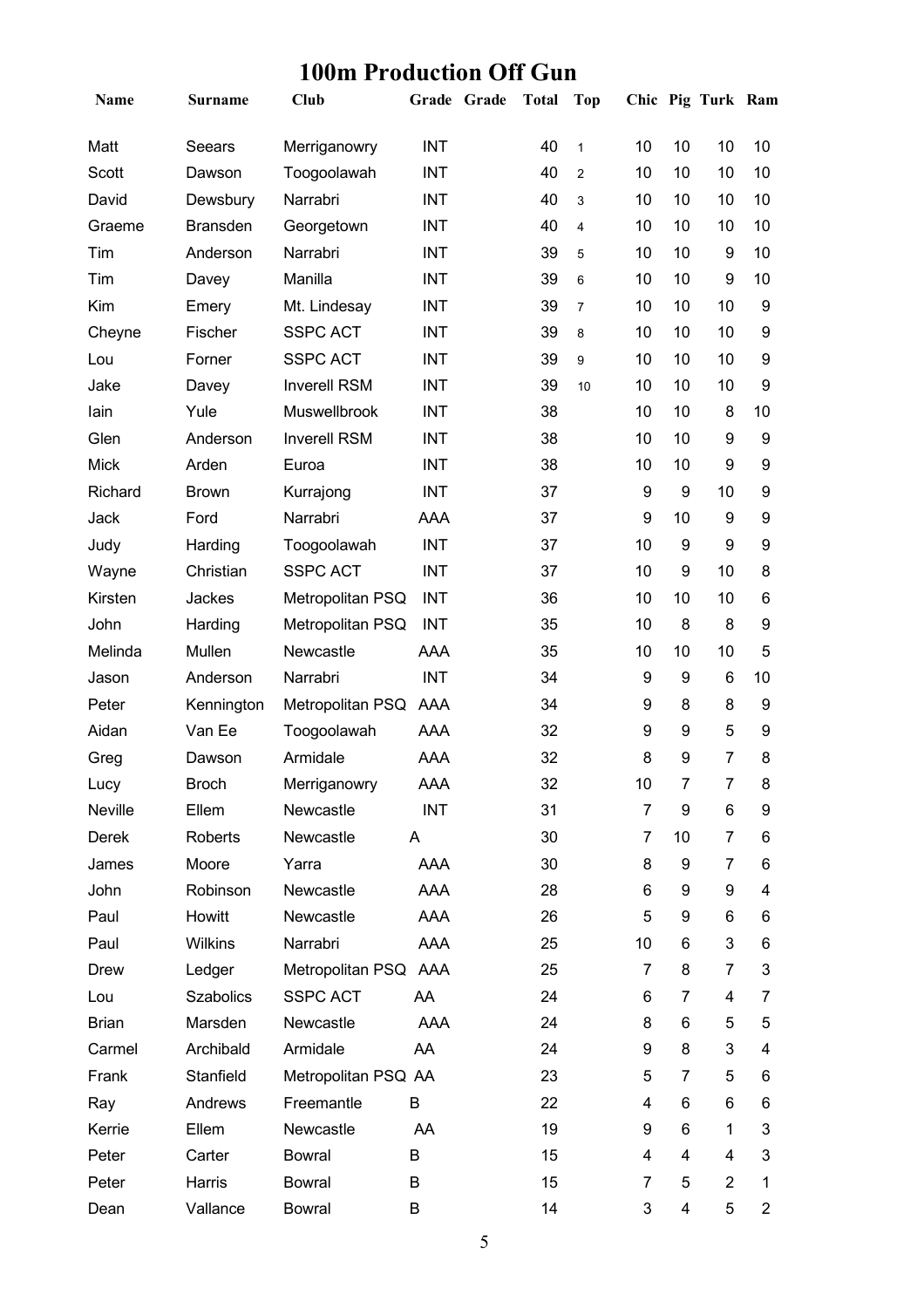# 100m Production Off Gun

| Name | Surname | Club | Grade | Grade | Total | Top | Chic | Pig | Turk | Ram |
|---|---|---|---|---|---|---|---|---|---|---|
| Matt | Seears | Merriganowry | INT | | 40 | 1 | 10 | 10 | 10 | 10 |
| Scott | Dawson | Toogoolawah | INT | | 40 | 2 | 10 | 10 | 10 | 10 |
| David | Dewsbury | Narrabri | INT | | 40 | 3 | 10 | 10 | 10 | 10 |
| Graeme | Bransden | Georgetown | INT | | 40 | 4 | 10 | 10 | 10 | 10 |
| Tim | Anderson | Narrabri | INT | | 39 | 5 | 10 | 10 | 9 | 10 |
| Tim | Davey | Manilla | INT | | 39 | 6 | 10 | 10 | 9 | 10 |
| Kim | Emery | Mt. Lindesay | INT | | 39 | 7 | 10 | 10 | 10 | 9 |
| Cheyne | Fischer | SSPC ACT | INT | | 39 | 8 | 10 | 10 | 10 | 9 |
| Lou | Forner | SSPC ACT | INT | | 39 | 9 | 10 | 10 | 10 | 9 |
| Jake | Davey | Inverell RSM | INT | | 39 | 10 | 10 | 10 | 10 | 9 |
| Iain | Yule | Muswellbrook | INT | | 38 | | 10 | 10 | 8 | 10 |
| Glen | Anderson | Inverell RSM | INT | | 38 | | 10 | 10 | 9 | 9 |
| Mick | Arden | Euroa | INT | | 38 | | 10 | 10 | 9 | 9 |
| Richard | Brown | Kurrajong | INT | | 37 | | 9 | 9 | 10 | 9 |
| Jack | Ford | Narrabri | AAA | | 37 | | 9 | 10 | 9 | 9 |
| Judy | Harding | Toogoolawah | INT | | 37 | | 10 | 9 | 9 | 9 |
| Wayne | Christian | SSPC ACT | INT | | 37 | | 10 | 9 | 10 | 8 |
| Kirsten | Jackes | Metropolitan PSQ | INT | | 36 | | 10 | 10 | 10 | 6 |
| John | Harding | Metropolitan PSQ | INT | | 35 | | 10 | 8 | 8 | 9 |
| Melinda | Mullen | Newcastle | AAA | | 35 | | 10 | 10 | 10 | 5 |
| Jason | Anderson | Narrabri | INT | | 34 | | 9 | 9 | 6 | 10 |
| Peter | Kennington | Metropolitan PSQ | AAA | | 34 | | 9 | 8 | 8 | 9 |
| Aidan | Van Ee | Toogoolawah | AAA | | 32 | | 9 | 9 | 5 | 9 |
| Greg | Dawson | Armidale | AAA | | 32 | | 8 | 9 | 7 | 8 |
| Lucy | Broch | Merriganowry | AAA | | 32 | | 10 | 7 | 7 | 8 |
| Neville | Ellem | Newcastle | INT | | 31 | | 7 | 9 | 6 | 9 |
| Derek | Roberts | Newcastle | A | | 30 | | 7 | 10 | 7 | 6 |
| James | Moore | Yarra | AAA | | 30 | | 8 | 9 | 7 | 6 |
| John | Robinson | Newcastle | AAA | | 28 | | 6 | 9 | 9 | 4 |
| Paul | Howitt | Newcastle | AAA | | 26 | | 5 | 9 | 6 | 6 |
| Paul | Wilkins | Narrabri | AAA | | 25 | | 10 | 6 | 3 | 6 |
| Drew | Ledger | Metropolitan PSQ | AAA | | 25 | | 7 | 8 | 7 | 3 |
| Lou | Szabolics | SSPC ACT | AA | | 24 | | 6 | 7 | 4 | 7 |
| Brian | Marsden | Newcastle | AAA | | 24 | | 8 | 6 | 5 | 5 |
| Carmel | Archibald | Armidale | AA | | 24 | | 9 | 8 | 3 | 4 |
| Frank | Stanfield | Metropolitan PSQ | AA | | 23 | | 5 | 7 | 5 | 6 |
| Ray | Andrews | Freemantle | B | | 22 | | 4 | 6 | 6 | 6 |
| Kerrie | Ellem | Newcastle | AA | | 19 | | 9 | 6 | 1 | 3 |
| Peter | Carter | Bowral | B | | 15 | | 4 | 4 | 4 | 3 |
| Peter | Harris | Bowral | B | | 15 | | 7 | 5 | 2 | 1 |
| Dean | Vallance | Bowral | B | | 14 | | 3 | 4 | 5 | 2 |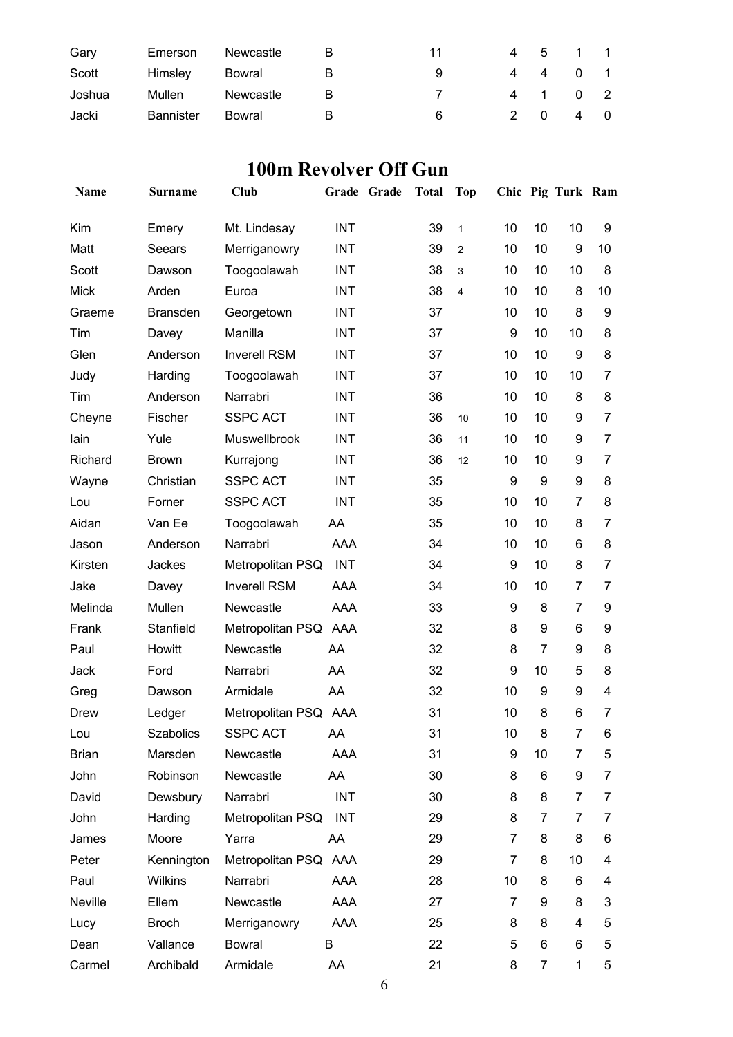| | | | | | | | | | | |
|---|---|---|---|---|---|---|---|---|---|---|
| Gary | Emerson | Newcastle | B | | 11 | | 4 | 5 | 1 | 1 |
| Scott | Himsley | Bowral | B | | 9 | | 4 | 4 | 0 | 1 |
| Joshua | Mullen | Newcastle | B | | 7 | | 4 | 1 | 0 | 2 |
| Jacki | Bannister | Bowral | B | | 6 | | 2 | 0 | 4 | 0 |

## 100m Revolver Off Gun

| Name | Surname | Club | Grade | Grade | Total | Top | Chic | Pig | Turk | Ram |
|---|---|---|---|---|---|---|---|---|---|---|
| Kim | Emery | Mt. Lindesay | INT | | 39 | 1 | 10 | 10 | 10 | 9 |
| Matt | Seears | Merriganowry | INT | | 39 | 2 | 10 | 10 | 9 | 10 |
| Scott | Dawson | Toogoolawah | INT | | 38 | 3 | 10 | 10 | 10 | 8 |
| Mick | Arden | Euroa | INT | | 38 | 4 | 10 | 10 | 8 | 10 |
| Graeme | Bransden | Georgetown | INT | | 37 | | 10 | 10 | 8 | 9 |
| Tim | Davey | Manilla | INT | | 37 | | 9 | 10 | 10 | 8 |
| Glen | Anderson | Inverell RSM | INT | | 37 | | 10 | 10 | 9 | 8 |
| Judy | Harding | Toogoolawah | INT | | 37 | | 10 | 10 | 10 | 7 |
| Tim | Anderson | Narrabri | INT | | 36 | | 10 | 10 | 8 | 8 |
| Cheyne | Fischer | SSPC ACT | INT | | 36 | 10 | 10 | 10 | 9 | 7 |
| Iain | Yule | Muswellbrook | INT | | 36 | 11 | 10 | 10 | 9 | 7 |
| Richard | Brown | Kurrajong | INT | | 36 | 12 | 10 | 10 | 9 | 7 |
| Wayne | Christian | SSPC ACT | INT | | 35 | | 9 | 9 | 9 | 8 |
| Lou | Forner | SSPC ACT | INT | | 35 | | 10 | 10 | 7 | 8 |
| Aidan | Van Ee | Toogoolawah | AA | | 35 | | 10 | 10 | 8 | 7 |
| Jason | Anderson | Narrabri | AAA | | 34 | | 10 | 10 | 6 | 8 |
| Kirsten | Jackes | Metropolitan PSQ | INT | | 34 | | 9 | 10 | 8 | 7 |
| Jake | Davey | Inverell RSM | AAA | | 34 | | 10 | 10 | 7 | 7 |
| Melinda | Mullen | Newcastle | AAA | | 33 | | 9 | 8 | 7 | 9 |
| Frank | Stanfield | Metropolitan PSQ | AAA | | 32 | | 8 | 9 | 6 | 9 |
| Paul | Howitt | Newcastle | AA | | 32 | | 8 | 7 | 9 | 8 |
| Jack | Ford | Narrabri | AA | | 32 | | 9 | 10 | 5 | 8 |
| Greg | Dawson | Armidale | AA | | 32 | | 10 | 9 | 9 | 4 |
| Drew | Ledger | Metropolitan PSQ | AAA | | 31 | | 10 | 8 | 6 | 7 |
| Lou | Szabolics | SSPC ACT | AA | | 31 | | 10 | 8 | 7 | 6 |
| Brian | Marsden | Newcastle | AAA | | 31 | | 9 | 10 | 7 | 5 |
| John | Robinson | Newcastle | AA | | 30 | | 8 | 6 | 9 | 7 |
| David | Dewsbury | Narrabri | INT | | 30 | | 8 | 8 | 7 | 7 |
| John | Harding | Metropolitan PSQ | INT | | 29 | | 8 | 7 | 7 | 7 |
| James | Moore | Yarra | AA | | 29 | | 7 | 8 | 8 | 6 |
| Peter | Kennington | Metropolitan PSQ | AAA | | 29 | | 7 | 8 | 10 | 4 |
| Paul | Wilkins | Narrabri | AAA | | 28 | | 10 | 8 | 6 | 4 |
| Neville | Ellem | Newcastle | AAA | | 27 | | 7 | 9 | 8 | 3 |
| Lucy | Broch | Merriganowry | AAA | | 25 | | 8 | 8 | 4 | 5 |
| Dean | Vallance | Bowral | B | | 22 | | 5 | 6 | 6 | 5 |
| Carmel | Archibald | Armidale | AA | | 21 | | 8 | 7 | 1 | 5 |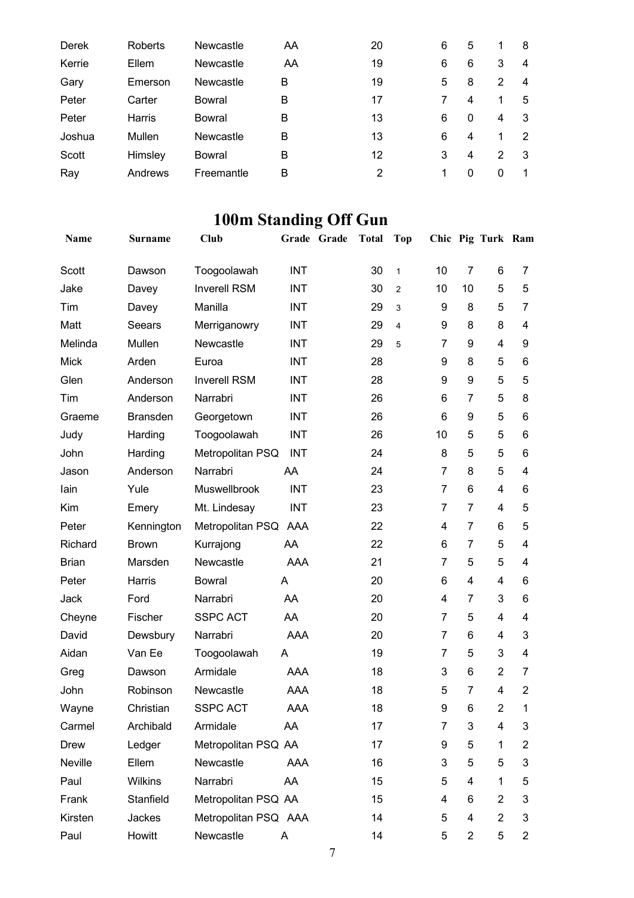| | | | | | | | | | |
|---|---|---|---|---|---|---|---|---|---|
| Derek | Roberts | Newcastle | AA | | 20 | 6 | 5 | 1 | 8 |
| Kerrie | Ellem | Newcastle | AA | | 19 | 6 | 6 | 3 | 4 |
| Gary | Emerson | Newcastle | B | | 19 | 5 | 8 | 2 | 4 |
| Peter | Carter | Bowral | B | | 17 | 7 | 4 | 1 | 5 |
| Peter | Harris | Bowral | B | | 13 | 6 | 0 | 4 | 3 |
| Joshua | Mullen | Newcastle | B | | 13 | 6 | 4 | 1 | 2 |
| Scott | Himsley | Bowral | B | | 12 | 3 | 4 | 2 | 3 |
| Ray | Andrews | Freemantle | B | | 2 | 1 | 0 | 0 | 1 |

# 100m Standing Off Gun

| Name | Surname | Club | Grade | Grade | Total | Top | Chic | Pig | Turk | Ram |
|---|---|---|---|---|---|---|---|---|---|---|
| Scott | Dawson | Toogoolawah | INT | | 30 | 1 | 10 | 7 | 6 | 7 |
| Jake | Davey | Inverell RSM | INT | | 30 | 2 | 10 | 10 | 5 | 5 |
| Tim | Davey | Manilla | INT | | 29 | 3 | 9 | 8 | 5 | 7 |
| Matt | Seears | Merriganowry | INT | | 29 | 4 | 9 | 8 | 8 | 4 |
| Melinda | Mullen | Newcastle | INT | | 29 | 5 | 7 | 9 | 4 | 9 |
| Mick | Arden | Euroa | INT | | 28 | | 9 | 8 | 5 | 6 |
| Glen | Anderson | Inverell RSM | INT | | 28 | | 9 | 9 | 5 | 5 |
| Tim | Anderson | Narrabri | INT | | 26 | | 6 | 7 | 5 | 8 |
| Graeme | Bransden | Georgetown | INT | | 26 | | 6 | 9 | 5 | 6 |
| Judy | Harding | Toogoolawah | INT | | 26 | | 10 | 5 | 5 | 6 |
| John | Harding | Metropolitan PSQ | INT | | 24 | | 8 | 5 | 5 | 6 |
| Jason | Anderson | Narrabri | AA | | 24 | | 7 | 8 | 5 | 4 |
| Iain | Yule | Muswellbrook | INT | | 23 | | 7 | 6 | 4 | 6 |
| Kim | Emery | Mt. Lindesay | INT | | 23 | | 7 | 7 | 4 | 5 |
| Peter | Kennington | Metropolitan PSQ | AAA | | 22 | | 4 | 7 | 6 | 5 |
| Richard | Brown | Kurrajong | AA | | 22 | | 6 | 7 | 5 | 4 |
| Brian | Marsden | Newcastle | AAA | | 21 | | 7 | 5 | 5 | 4 |
| Peter | Harris | Bowral | A | | 20 | | 6 | 4 | 4 | 6 |
| Jack | Ford | Narrabri | AA | | 20 | | 4 | 7 | 3 | 6 |
| Cheyne | Fischer | SSPC ACT | AA | | 20 | | 7 | 5 | 4 | 4 |
| David | Dewsbury | Narrabri | AAA | | 20 | | 7 | 6 | 4 | 3 |
| Aidan | Van Ee | Toogoolawah | A | | 19 | | 7 | 5 | 3 | 4 |
| Greg | Dawson | Armidale | AAA | | 18 | | 3 | 6 | 2 | 7 |
| John | Robinson | Newcastle | AAA | | 18 | | 5 | 7 | 4 | 2 |
| Wayne | Christian | SSPC ACT | AAA | | 18 | | 9 | 6 | 2 | 1 |
| Carmel | Archibald | Armidale | AA | | 17 | | 7 | 3 | 4 | 3 |
| Drew | Ledger | Metropolitan PSQ | AA | | 17 | | 9 | 5 | 1 | 2 |
| Neville | Ellem | Newcastle | AAA | | 16 | | 3 | 5 | 5 | 3 |
| Paul | Wilkins | Narrabri | AA | | 15 | | 5 | 4 | 1 | 5 |
| Frank | Stanfield | Metropolitan PSQ | AA | | 15 | | 4 | 6 | 2 | 3 |
| Kirsten | Jackes | Metropolitan PSQ | AAA | | 14 | | 5 | 4 | 2 | 3 |
| Paul | Howitt | Newcastle | A | | 14 | | 5 | 2 | 5 | 2 |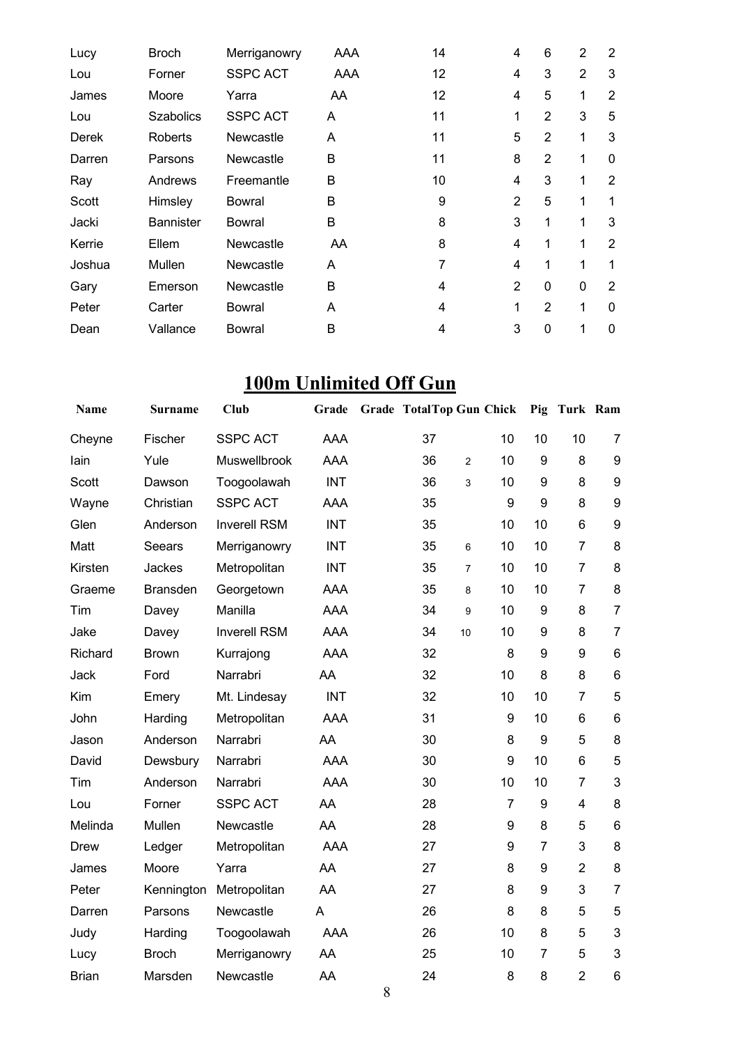| | | | | | | | | |
|---|---|---|---|---|---|---|---|---|
| Lucy | Broch | Merriganowry | AAA | 14 | 4 | 6 | 2 | 2 |
| Lou | Forner | SSPC ACT | AAA | 12 | 4 | 3 | 2 | 3 |
| James | Moore | Yarra | AA | 12 | 4 | 5 | 1 | 2 |
| Lou | Szabolics | SSPC ACT | A | 11 | 1 | 2 | 3 | 5 |
| Derek | Roberts | Newcastle | A | 11 | 5 | 2 | 1 | 3 |
| Darren | Parsons | Newcastle | B | 11 | 8 | 2 | 1 | 0 |
| Ray | Andrews | Freemantle | B | 10 | 4 | 3 | 1 | 2 |
| Scott | Himsley | Bowral | B | 9 | 2 | 5 | 1 | 1 |
| Jacki | Bannister | Bowral | B | 8 | 3 | 1 | 1 | 3 |
| Kerrie | Ellem | Newcastle | AA | 8 | 4 | 1 | 1 | 2 |
| Joshua | Mullen | Newcastle | A | 7 | 4 | 1 | 1 | 1 |
| Gary | Emerson | Newcastle | B | 4 | 2 | 0 | 0 | 2 |
| Peter | Carter | Bowral | A | 4 | 1 | 2 | 1 | 0 |
| Dean | Vallance | Bowral | B | 4 | 3 | 0 | 1 | 0 |

## 100m Unlimited Off Gun

| Name | Surname | Club | Grade | Grade | Total | Top Gun | Chick | Pig | Turk | Ram |
|---|---|---|---|---|---|---|---|---|---|---|
| Cheyne | Fischer | SSPC ACT | AAA | | 37 | | 10 | 10 | 10 | 7 |
| Iain | Yule | Muswellbrook | AAA | | 36 | 2 | 10 | 9 | 8 | 9 |
| Scott | Dawson | Toogoolawah | INT | | 36 | 3 | 10 | 9 | 8 | 9 |
| Wayne | Christian | SSPC ACT | AAA | | 35 | | 9 | 9 | 8 | 9 |
| Glen | Anderson | Inverell RSM | INT | | 35 | | 10 | 10 | 6 | 9 |
| Matt | Seears | Merriganowry | INT | | 35 | 6 | 10 | 10 | 7 | 8 |
| Kirsten | Jackes | Metropolitan | INT | | 35 | 7 | 10 | 10 | 7 | 8 |
| Graeme | Bransden | Georgetown | AAA | | 35 | 8 | 10 | 10 | 7 | 8 |
| Tim | Davey | Manilla | AAA | | 34 | 9 | 10 | 9 | 8 | 7 |
| Jake | Davey | Inverell RSM | AAA | | 34 | 10 | 10 | 9 | 8 | 7 |
| Richard | Brown | Kurrajong | AAA | | 32 | | 8 | 9 | 9 | 6 |
| Jack | Ford | Narrabri | AA | | 32 | | 10 | 8 | 8 | 6 |
| Kim | Emery | Mt. Lindesay | INT | | 32 | | 10 | 10 | 7 | 5 |
| John | Harding | Metropolitan | AAA | | 31 | | 9 | 10 | 6 | 6 |
| Jason | Anderson | Narrabri | AA | | 30 | | 8 | 9 | 5 | 8 |
| David | Dewsbury | Narrabri | AAA | | 30 | | 9 | 10 | 6 | 5 |
| Tim | Anderson | Narrabri | AAA | | 30 | | 10 | 10 | 7 | 3 |
| Lou | Forner | SSPC ACT | AA | | 28 | | 7 | 9 | 4 | 8 |
| Melinda | Mullen | Newcastle | AA | | 28 | | 9 | 8 | 5 | 6 |
| Drew | Ledger | Metropolitan | AAA | | 27 | | 9 | 7 | 3 | 8 |
| James | Moore | Yarra | AA | | 27 | | 8 | 9 | 2 | 8 |
| Peter | Kennington | Metropolitan | AA | | 27 | | 8 | 9 | 3 | 7 |
| Darren | Parsons | Newcastle | A | | 26 | | 8 | 8 | 5 | 5 |
| Judy | Harding | Toogoolawah | AAA | | 26 | | 10 | 8 | 5 | 3 |
| Lucy | Broch | Merriganowry | AA | | 25 | | 10 | 7 | 5 | 3 |
| Brian | Marsden | Newcastle | AA | | 24 | | 8 | 8 | 2 | 6 |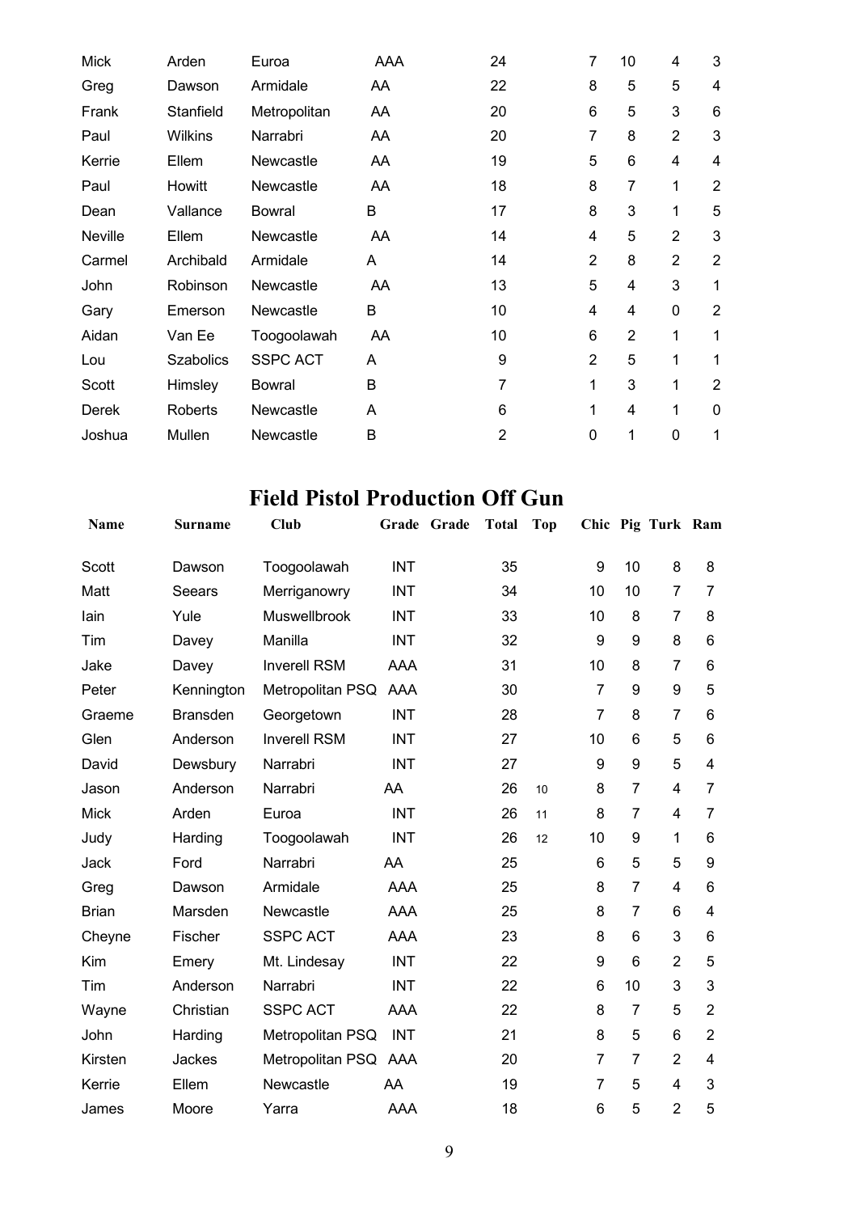| | | | | | | | | |
|---|---|---|---|---|---|---|---|---|
| Mick | Arden | Euroa | AAA | 24 | 7 | 10 | 4 | 3 |
| Greg | Dawson | Armidale | AA | 22 | 8 | 5 | 5 | 4 |
| Frank | Stanfield | Metropolitan | AA | 20 | 6 | 5 | 3 | 6 |
| Paul | Wilkins | Narrabri | AA | 20 | 7 | 8 | 2 | 3 |
| Kerrie | Ellem | Newcastle | AA | 19 | 5 | 6 | 4 | 4 |
| Paul | Howitt | Newcastle | AA | 18 | 8 | 7 | 1 | 2 |
| Dean | Vallance | Bowral | B | 17 | 8 | 3 | 1 | 5 |
| Neville | Ellem | Newcastle | AA | 14 | 4 | 5 | 2 | 3 |
| Carmel | Archibald | Armidale | A | 14 | 2 | 8 | 2 | 2 |
| John | Robinson | Newcastle | AA | 13 | 5 | 4 | 3 | 1 |
| Gary | Emerson | Newcastle | B | 10 | 4 | 4 | 0 | 2 |
| Aidan | Van Ee | Toogoolawah | AA | 10 | 6 | 2 | 1 | 1 |
| Lou | Szabolics | SSPC ACT | A | 9 | 2 | 5 | 1 | 1 |
| Scott | Himsley | Bowral | B | 7 | 1 | 3 | 1 | 2 |
| Derek | Roberts | Newcastle | A | 6 | 1 | 4 | 1 | 0 |
| Joshua | Mullen | Newcastle | B | 2 | 0 | 1 | 0 | 1 |

## Field Pistol Production Off Gun

| Name | Surname | Club | Grade | Grade | Total | Top | Chic | Pig | Turk | Ram |
|---|---|---|---|---|---|---|---|---|---|---|
| Scott | Dawson | Toogoolawah | INT | | 35 | | 9 | 10 | 8 | 8 |
| Matt | Seears | Merriganowry | INT | | 34 | | 10 | 10 | 7 | 7 |
| Iain | Yule | Muswellbrook | INT | | 33 | | 10 | 8 | 7 | 8 |
| Tim | Davey | Manilla | INT | | 32 | | 9 | 9 | 8 | 6 |
| Jake | Davey | Inverell RSM | AAA | | 31 | | 10 | 8 | 7 | 6 |
| Peter | Kennington | Metropolitan PSQ | AAA | | 30 | | 7 | 9 | 9 | 5 |
| Graeme | Bransden | Georgetown | INT | | 28 | | 7 | 8 | 7 | 6 |
| Glen | Anderson | Inverell RSM | INT | | 27 | | 10 | 6 | 5 | 6 |
| David | Dewsbury | Narrabri | INT | | 27 | | 9 | 9 | 5 | 4 |
| Jason | Anderson | Narrabri | AA | | 26 | 10 | 8 | 7 | 4 | 7 |
| Mick | Arden | Euroa | INT | | 26 | 11 | 8 | 7 | 4 | 7 |
| Judy | Harding | Toogoolawah | INT | | 26 | 12 | 10 | 9 | 1 | 6 |
| Jack | Ford | Narrabri | AA | | 25 | | 6 | 5 | 5 | 9 |
| Greg | Dawson | Armidale | AAA | | 25 | | 8 | 7 | 4 | 6 |
| Brian | Marsden | Newcastle | AAA | | 25 | | 8 | 7 | 6 | 4 |
| Cheyne | Fischer | SSPC ACT | AAA | | 23 | | 8 | 6 | 3 | 6 |
| Kim | Emery | Mt. Lindesay | INT | | 22 | | 9 | 6 | 2 | 5 |
| Tim | Anderson | Narrabri | INT | | 22 | | 6 | 10 | 3 | 3 |
| Wayne | Christian | SSPC ACT | AAA | | 22 | | 8 | 7 | 5 | 2 |
| John | Harding | Metropolitan PSQ | INT | | 21 | | 8 | 5 | 6 | 2 |
| Kirsten | Jackes | Metropolitan PSQ | AAA | | 20 | | 7 | 7 | 2 | 4 |
| Kerrie | Ellem | Newcastle | AA | | 19 | | 7 | 5 | 4 | 3 |
| James | Moore | Yarra | AAA | | 18 | | 6 | 5 | 2 | 5 |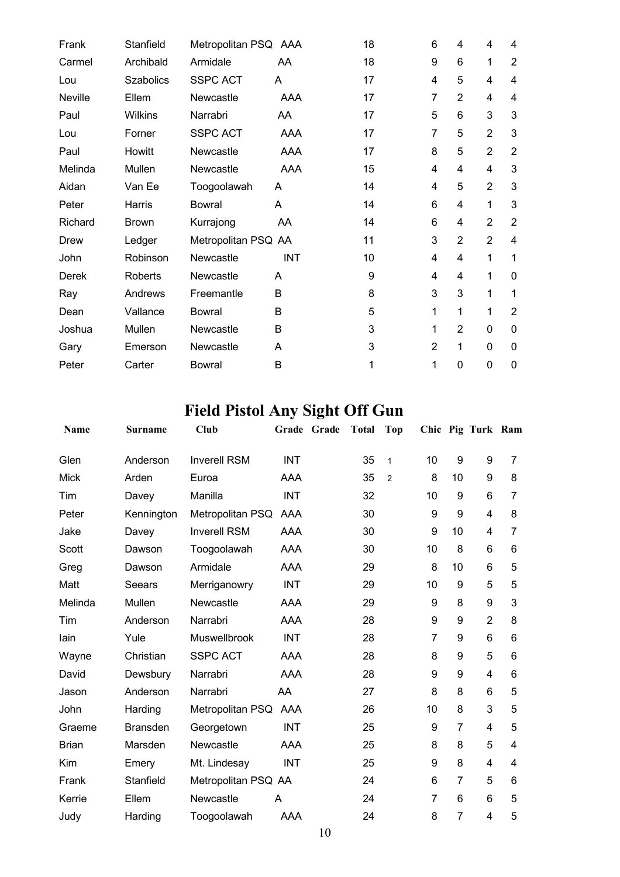| | | | | | | | | | | |
|---|---|---|---|---|---|---|---|---|---|---|
| Frank | Stanfield | Metropolitan PSQ | AAA | | 18 | | 6 | 4 | 4 | 4 |
| Carmel | Archibald | Armidale | AA | | 18 | | 9 | 6 | 1 | 2 |
| Lou | Szabolics | SSPC ACT | A | | 17 | | 4 | 5 | 4 | 4 |
| Neville | Ellem | Newcastle | AAA | | 17 | | 7 | 2 | 4 | 4 |
| Paul | Wilkins | Narrabri | AA | | 17 | | 5 | 6 | 3 | 3 |
| Lou | Forner | SSPC ACT | AAA | | 17 | | 7 | 5 | 2 | 3 |
| Paul | Howitt | Newcastle | AAA | | 17 | | 8 | 5 | 2 | 2 |
| Melinda | Mullen | Newcastle | AAA | | 15 | | 4 | 4 | 4 | 3 |
| Aidan | Van Ee | Toogoolawah | A | | 14 | | 4 | 5 | 2 | 3 |
| Peter | Harris | Bowral | A | | 14 | | 6 | 4 | 1 | 3 |
| Richard | Brown | Kurrajong | AA | | 14 | | 6 | 4 | 2 | 2 |
| Drew | Ledger | Metropolitan PSQ | AA | | 11 | | 3 | 2 | 2 | 4 |
| John | Robinson | Newcastle | INT | | 10 | | 4 | 4 | 1 | 1 |
| Derek | Roberts | Newcastle | A | | 9 | | 4 | 4 | 1 | 0 |
| Ray | Andrews | Freemantle | B | | 8 | | 3 | 3 | 1 | 1 |
| Dean | Vallance | Bowral | B | | 5 | | 1 | 1 | 1 | 2 |
| Joshua | Mullen | Newcastle | B | | 3 | | 1 | 2 | 0 | 0 |
| Gary | Emerson | Newcastle | A | | 3 | | 2 | 1 | 0 | 0 |
| Peter | Carter | Bowral | B | | 1 | | 1 | 0 | 0 | 0 |

# Field Pistol Any Sight Off Gun

| Name | Surname | Club | Grade | Grade | Total | Top | Chic | Pig | Turk | Ram |
|---|---|---|---|---|---|---|---|---|---|---|
| Glen | Anderson | Inverell RSM | INT | | 35 | 1 | 10 | 9 | 9 | 7 |
| Mick | Arden | Euroa | AAA | | 35 | 2 | 8 | 10 | 9 | 8 |
| Tim | Davey | Manilla | INT | | 32 | | 10 | 9 | 6 | 7 |
| Peter | Kennington | Metropolitan PSQ | AAA | | 30 | | 9 | 9 | 4 | 8 |
| Jake | Davey | Inverell RSM | AAA | | 30 | | 9 | 10 | 4 | 7 |
| Scott | Dawson | Toogoolawah | AAA | | 30 | | 10 | 8 | 6 | 6 |
| Greg | Dawson | Armidale | AAA | | 29 | | 8 | 10 | 6 | 5 |
| Matt | Seears | Merriganowry | INT | | 29 | | 10 | 9 | 5 | 5 |
| Melinda | Mullen | Newcastle | AAA | | 29 | | 9 | 8 | 9 | 3 |
| Tim | Anderson | Narrabri | AAA | | 28 | | 9 | 9 | 2 | 8 |
| Iain | Yule | Muswellbrook | INT | | 28 | | 7 | 9 | 6 | 6 |
| Wayne | Christian | SSPC ACT | AAA | | 28 | | 8 | 9 | 5 | 6 |
| David | Dewsbury | Narrabri | AAA | | 28 | | 9 | 9 | 4 | 6 |
| Jason | Anderson | Narrabri | AA | | 27 | | 8 | 8 | 6 | 5 |
| John | Harding | Metropolitan PSQ | AAA | | 26 | | 10 | 8 | 3 | 5 |
| Graeme | Bransden | Georgetown | INT | | 25 | | 9 | 7 | 4 | 5 |
| Brian | Marsden | Newcastle | AAA | | 25 | | 8 | 8 | 5 | 4 |
| Kim | Emery | Mt. Lindesay | INT | | 25 | | 9 | 8 | 4 | 4 |
| Frank | Stanfield | Metropolitan PSQ | AA | | 24 | | 6 | 7 | 5 | 6 |
| Kerrie | Ellem | Newcastle | A | | 24 | | 7 | 6 | 6 | 5 |
| Judy | Harding | Toogoolawah | AAA | | 24 | | 8 | 7 | 4 | 5 |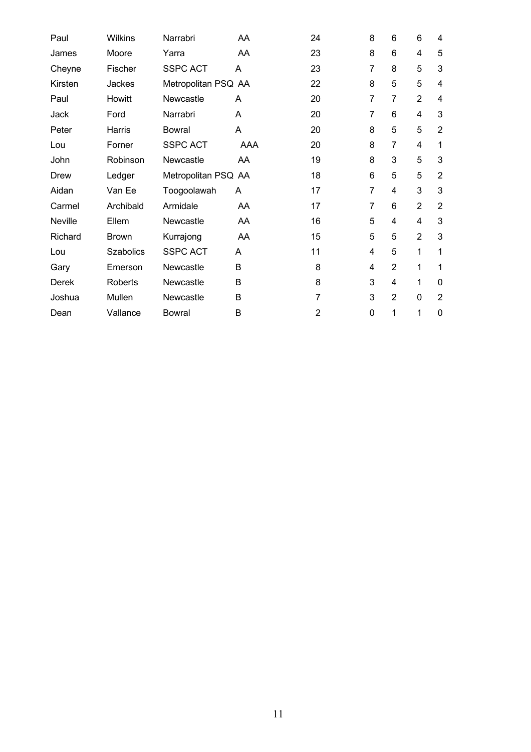| | | | | | | | | |
|---|---|---|---|---|---|---|---|---|
| Paul | Wilkins | Narrabri | AA | 24 | 8 | 6 | 6 | 4 |
| James | Moore | Yarra | AA | 23 | 8 | 6 | 4 | 5 |
| Cheyne | Fischer | SSPC ACT | A | 23 | 7 | 8 | 5 | 3 |
| Kirsten | Jackes | Metropolitan PSQ | AA | 22 | 8 | 5 | 5 | 4 |
| Paul | Howitt | Newcastle | A | 20 | 7 | 7 | 2 | 4 |
| Jack | Ford | Narrabri | A | 20 | 7 | 6 | 4 | 3 |
| Peter | Harris | Bowral | A | 20 | 8 | 5 | 5 | 2 |
| Lou | Forner | SSPC ACT | AAA | 20 | 8 | 7 | 4 | 1 |
| John | Robinson | Newcastle | AA | 19 | 8 | 3 | 5 | 3 |
| Drew | Ledger | Metropolitan PSQ | AA | 18 | 6 | 5 | 5 | 2 |
| Aidan | Van Ee | Toogoolawah | A | 17 | 7 | 4 | 3 | 3 |
| Carmel | Archibald | Armidale | AA | 17 | 7 | 6 | 2 | 2 |
| Neville | Ellem | Newcastle | AA | 16 | 5 | 4 | 4 | 3 |
| Richard | Brown | Kurrajong | AA | 15 | 5 | 5 | 2 | 3 |
| Lou | Szabolics | SSPC ACT | A | 11 | 4 | 5 | 1 | 1 |
| Gary | Emerson | Newcastle | B | 8 | 4 | 2 | 1 | 1 |
| Derek | Roberts | Newcastle | B | 8 | 3 | 4 | 1 | 0 |
| Joshua | Mullen | Newcastle | B | 7 | 3 | 2 | 0 | 2 |
| Dean | Vallance | Bowral | B | 2 | 0 | 1 | 1 | 0 |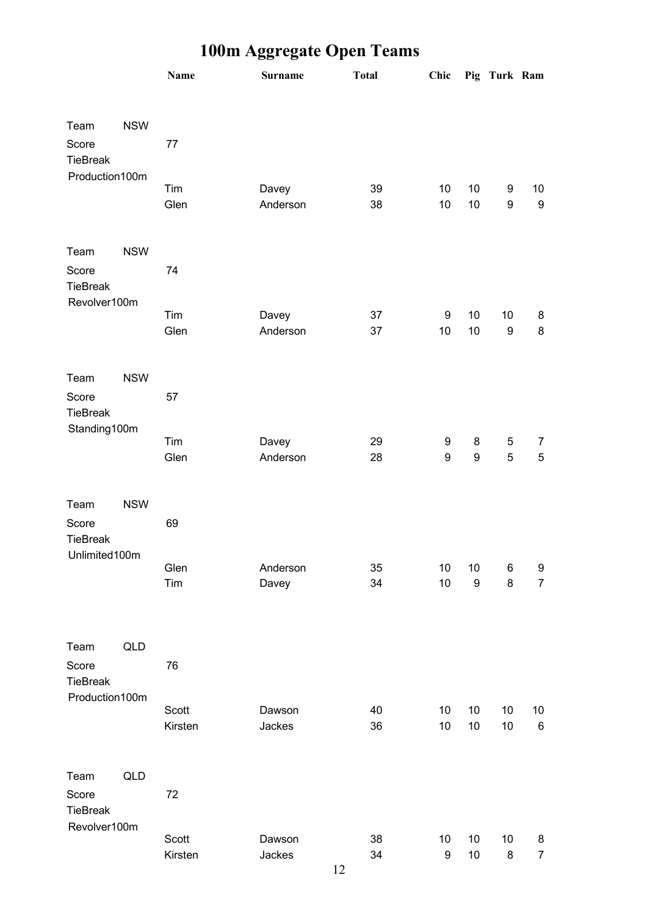# 100m Aggregate Open Teams

| | | Name | Surname | Total | Chic | Pig | Turk | Ram |
|---|---|---|---|---|---|---|---|---|
| Team | NSW | | | | | | | |
| Score | | 77 | | | | | | |
| TieBreak | | | | | | | | |
| Production100m | | | | | | | | |
| | | Tim | Davey | 39 | 10 | 10 | 9 | 10 |
| | | Glen | Anderson | 38 | 10 | 10 | 9 | 9 |
| Team | NSW | | | | | | | |
| Score | | 74 | | | | | | |
| TieBreak | | | | | | | | |
| Revolver100m | | | | | | | | |
| | | Tim | Davey | 37 | 9 | 10 | 10 | 8 |
| | | Glen | Anderson | 37 | 10 | 10 | 9 | 8 |
| Team | NSW | | | | | | | |
| Score | | 57 | | | | | | |
| TieBreak | | | | | | | | |
| Standing100m | | | | | | | | |
| | | Tim | Davey | 29 | 9 | 8 | 5 | 7 |
| | | Glen | Anderson | 28 | 9 | 9 | 5 | 5 |
| Team | NSW | | | | | | | |
| Score | | 69 | | | | | | |
| TieBreak | | | | | | | | |
| Unlimited100m | | | | | | | | |
| | | Glen | Anderson | 35 | 10 | 10 | 6 | 9 |
| | | Tim | Davey | 34 | 10 | 9 | 8 | 7 |
| Team | QLD | | | | | | | |
| Score | | 76 | | | | | | |
| TieBreak | | | | | | | | |
| Production100m | | | | | | | | |
| | | Scott | Dawson | 40 | 10 | 10 | 10 | 10 |
| | | Kirsten | Jackes | 36 | 10 | 10 | 10 | 6 |
| Team | QLD | | | | | | | |
| Score | | 72 | | | | | | |
| TieBreak | | | | | | | | |
| Revolver100m | | | | | | | | |
| | | Scott | Dawson | 38 | 10 | 10 | 10 | 8 |
| | | Kirsten | Jackes | 34 | 9 | 10 | 8 | 7 |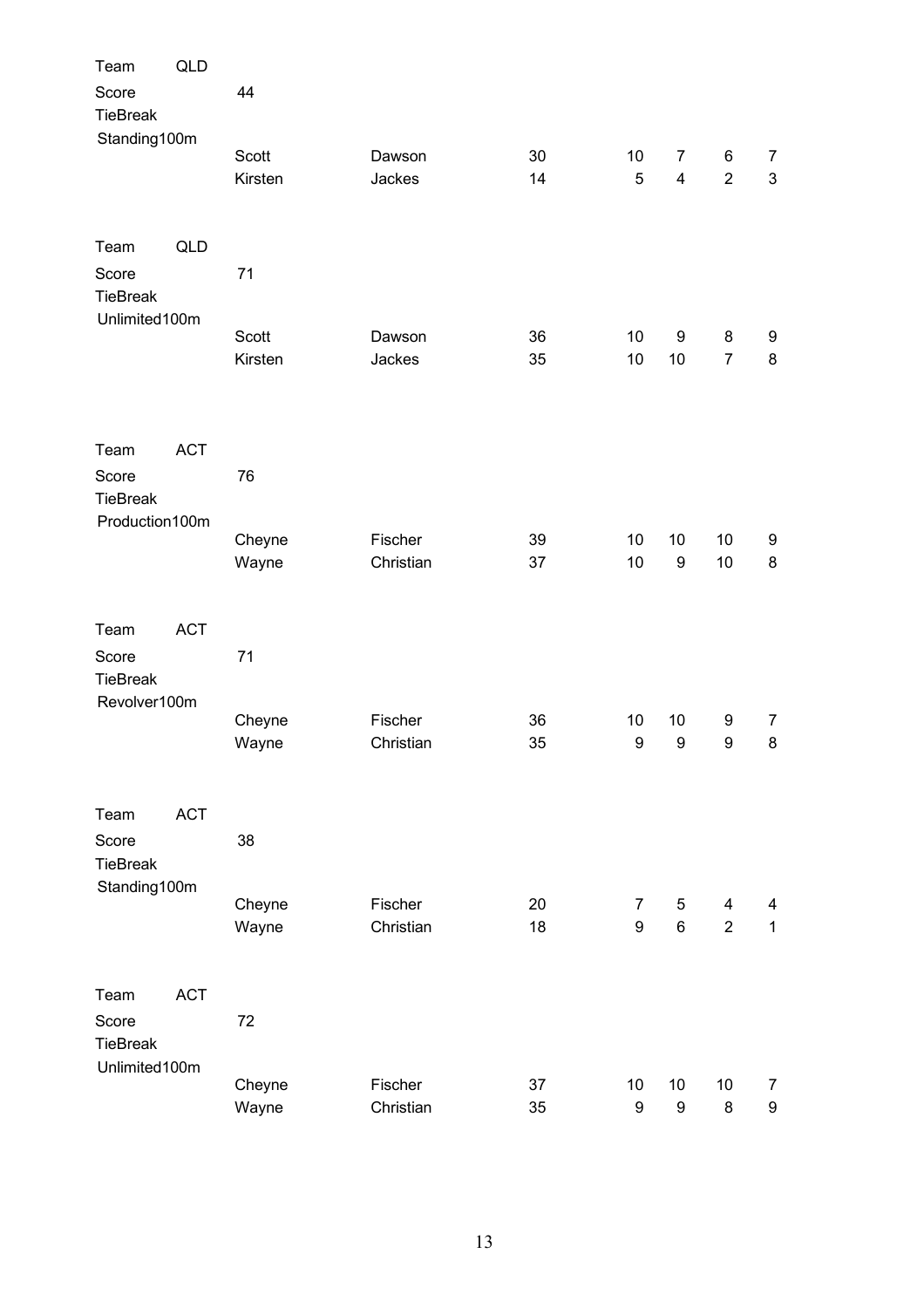Team QLD
Score 44
TieBreak
Standing100m

| | | | | | | |
|---|---|---|---|---|---|---|
| Scott | Dawson | 30 | 10 | 7 | 6 | 7 |
| Kirsten | Jackes | 14 | 5 | 4 | 2 | 3 |

Team QLD
Score 71
TieBreak
Unlimited100m

| | | | | | | |
|---|---|---|---|---|---|---|
| Scott | Dawson | 36 | 10 | 9 | 8 | 9 |
| Kirsten | Jackes | 35 | 10 | 10 | 7 | 8 |

Team ACT
Score 76
TieBreak
Production100m

| | | | | | | |
|---|---|---|---|---|---|---|
| Cheyne | Fischer | 39 | 10 | 10 | 10 | 9 |
| Wayne | Christian | 37 | 10 | 9 | 10 | 8 |

Team ACT
Score 71
TieBreak
Revolver100m

| | | | | | | |
|---|---|---|---|---|---|---|
| Cheyne | Fischer | 36 | 10 | 10 | 9 | 7 |
| Wayne | Christian | 35 | 9 | 9 | 9 | 8 |

Team ACT
Score 38
TieBreak
Standing100m

| | | | | | | |
|---|---|---|---|---|---|---|
| Cheyne | Fischer | 20 | 7 | 5 | 4 | 4 |
| Wayne | Christian | 18 | 9 | 6 | 2 | 1 |

Team ACT
Score 72
TieBreak
Unlimited100m

| | | | | | | |
|---|---|---|---|---|---|---|
| Cheyne | Fischer | 37 | 10 | 10 | 10 | 7 |
| Wayne | Christian | 35 | 9 | 9 | 8 | 9 |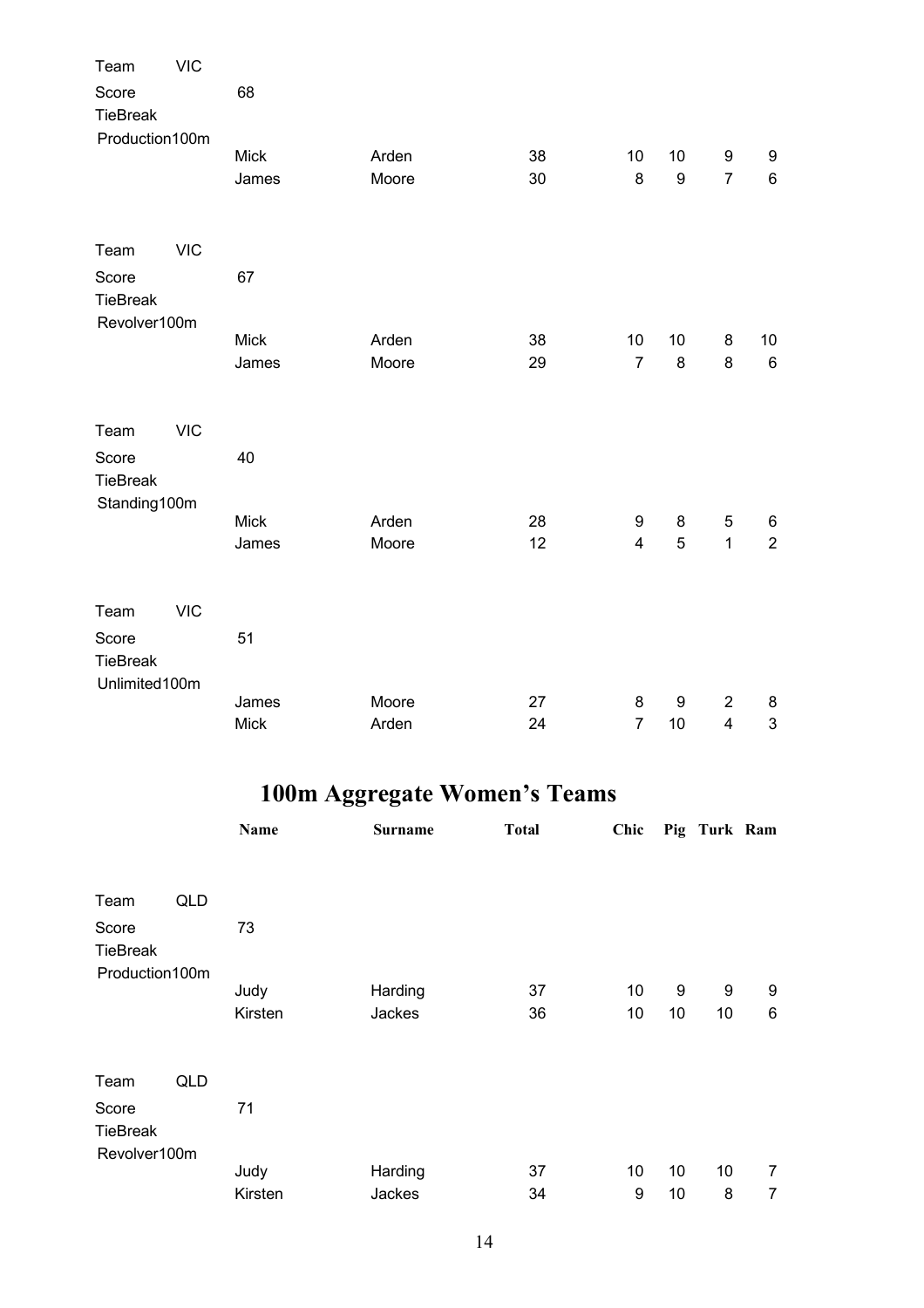Team VIC
Score 68
TieBreak
Production100m

| | | | | | | |
|---|---|---|---|---|---|---|
| Mick | Arden | 38 | 10 | 10 | 9 | 9 |
| James | Moore | 30 | 8 | 9 | 7 | 6 |

Team VIC
Score 67
TieBreak
Revolver100m

| | | | | | | |
|---|---|---|---|---|---|---|
| Mick | Arden | 38 | 10 | 10 | 8 | 10 |
| James | Moore | 29 | 7 | 8 | 8 | 6 |

Team VIC
Score 40
TieBreak
Standing100m

| | | | | | | |
|---|---|---|---|---|---|---|
| Mick | Arden | 28 | 9 | 8 | 5 | 6 |
| James | Moore | 12 | 4 | 5 | 1 | 2 |

Team VIC
Score 51
TieBreak
Unlimited100m

| | | | | | | |
|---|---|---|---|---|---|---|
| James | Moore | 27 | 8 | 9 | 2 | 8 |
| Mick | Arden | 24 | 7 | 10 | 4 | 3 |

# 100m Aggregate Women's Teams

Team QLD
Score 73
TieBreak
Production100m

| Name | Surname | Total | Chic | Pig | Turk | Ram |
|---|---|---|---|---|---|---|
| Judy | Harding | 37 | 10 | 9 | 9 | 9 |
| Kirsten | Jackes | 36 | 10 | 10 | 10 | 6 |

Team QLD
Score 71
TieBreak
Revolver100m

| Name | Surname | Total | Chic | Pig | Turk | Ram |
|---|---|---|---|---|---|---|
| Judy | Harding | 37 | 10 | 10 | 10 | 7 |
| Kirsten | Jackes | 34 | 9 | 10 | 8 | 7 |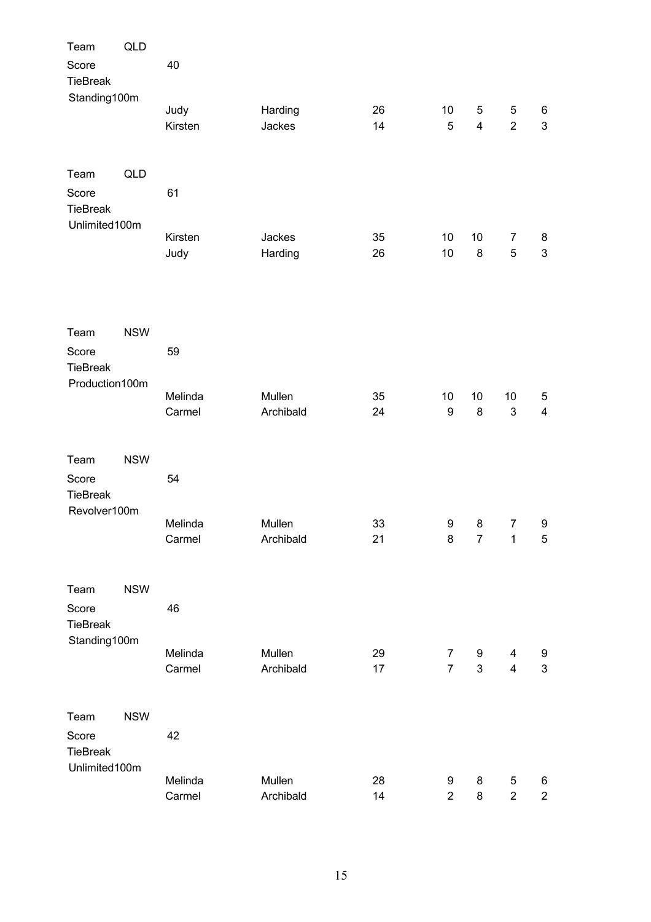| Team | QLD | | | | | | | |
|---|---|---|---|---|---|---|---|---|
| Score | 40 | | | | | | | |
| TieBreak | | | | | | | | |
| Standing100m | | | | | | | | |
| | Judy | Harding | 26 | 10 | 5 | 5 | 6 |
| | Kirsten | Jackes | 14 | 5 | 4 | 2 | 3 |

| Team | QLD | | | | | | | |
|---|---|---|---|---|---|---|---|---|
| Score | 61 | | | | | | | |
| TieBreak | | | | | | | | |
| Unlimited100m | | | | | | | | |
| | Kirsten | Jackes | 35 | 10 | 10 | 7 | 8 |
| | Judy | Harding | 26 | 10 | 8 | 5 | 3 |

| Team | NSW | | | | | | | |
|---|---|---|---|---|---|---|---|---|
| Score | 59 | | | | | | | |
| TieBreak | | | | | | | | |
| Production100m | | | | | | | | |
| | Melinda | Mullen | 35 | 10 | 10 | 10 | 5 |
| | Carmel | Archibald | 24 | 9 | 8 | 3 | 4 |

| Team | NSW | | | | | | | |
|---|---|---|---|---|---|---|---|---|
| Score | 54 | | | | | | | |
| TieBreak | | | | | | | | |
| Revolver100m | | | | | | | | |
| | Melinda | Mullen | 33 | 9 | 8 | 7 | 9 |
| | Carmel | Archibald | 21 | 8 | 7 | 1 | 5 |

| Team | NSW | | | | | | | |
|---|---|---|---|---|---|---|---|---|
| Score | 46 | | | | | | | |
| TieBreak | | | | | | | | |
| Standing100m | | | | | | | | |
| | Melinda | Mullen | 29 | 7 | 9 | 4 | 9 |
| | Carmel | Archibald | 17 | 7 | 3 | 4 | 3 |

| Team | NSW | | | | | | | |
|---|---|---|---|---|---|---|---|---|
| Score | 42 | | | | | | | |
| TieBreak | | | | | | | | |
| Unlimited100m | | | | | | | | |
| | Melinda | Mullen | 28 | 9 | 8 | 5 | 6 |
| | Carmel | Archibald | 14 | 2 | 8 | 2 | 2 |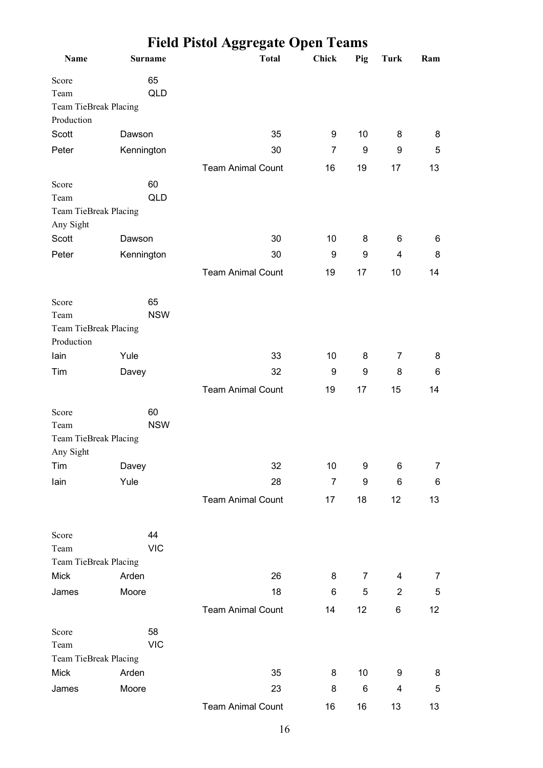# Field Pistol Aggregate Open Teams

| Name | Surname | Total | Chick | Pig | Turk | Ram |
|---|---|---|---|---|---|---|
| Score | 65 | | | | | |
| Team | QLD | | | | | |
| Team TieBreak Placing | | | | | | |
| Production | | | | | | |
| Scott | Dawson | 35 | 9 | 10 | 8 | 8 |
| Peter | Kennington | 30 | 7 | 9 | 9 | 5 |
| | | Team Animal Count | 16 | 19 | 17 | 13 |
| Score | 60 | | | | | |
| Team | QLD | | | | | |
| Team TieBreak Placing | | | | | | |
| Any Sight | | | | | | |
| Scott | Dawson | 30 | 10 | 8 | 6 | 6 |
| Peter | Kennington | 30 | 9 | 9 | 4 | 8 |
| | | Team Animal Count | 19 | 17 | 10 | 14 |
| Score | 65 | | | | | |
| Team | NSW | | | | | |
| Team TieBreak Placing | | | | | | |
| Production | | | | | | |
| Iain | Yule | 33 | 10 | 8 | 7 | 8 |
| Tim | Davey | 32 | 9 | 9 | 8 | 6 |
| | | Team Animal Count | 19 | 17 | 15 | 14 |
| Score | 60 | | | | | |
| Team | NSW | | | | | |
| Team TieBreak Placing | | | | | | |
| Any Sight | | | | | | |
| Tim | Davey | 32 | 10 | 9 | 6 | 7 |
| Iain | Yule | 28 | 7 | 9 | 6 | 6 |
| | | Team Animal Count | 17 | 18 | 12 | 13 |
| Score | 44 | | | | | |
| Team | VIC | | | | | |
| Team TieBreak Placing | | | | | | |
| Mick | Arden | 26 | 8 | 7 | 4 | 7 |
| James | Moore | 18 | 6 | 5 | 2 | 5 |
| | | Team Animal Count | 14 | 12 | 6 | 12 |
| Score | 58 | | | | | |
| Team | VIC | | | | | |
| Team TieBreak Placing | | | | | | |
| Mick | Arden | 35 | 8 | 10 | 9 | 8 |
| James | Moore | 23 | 8 | 6 | 4 | 5 |
| | | Team Animal Count | 16 | 16 | 13 | 13 |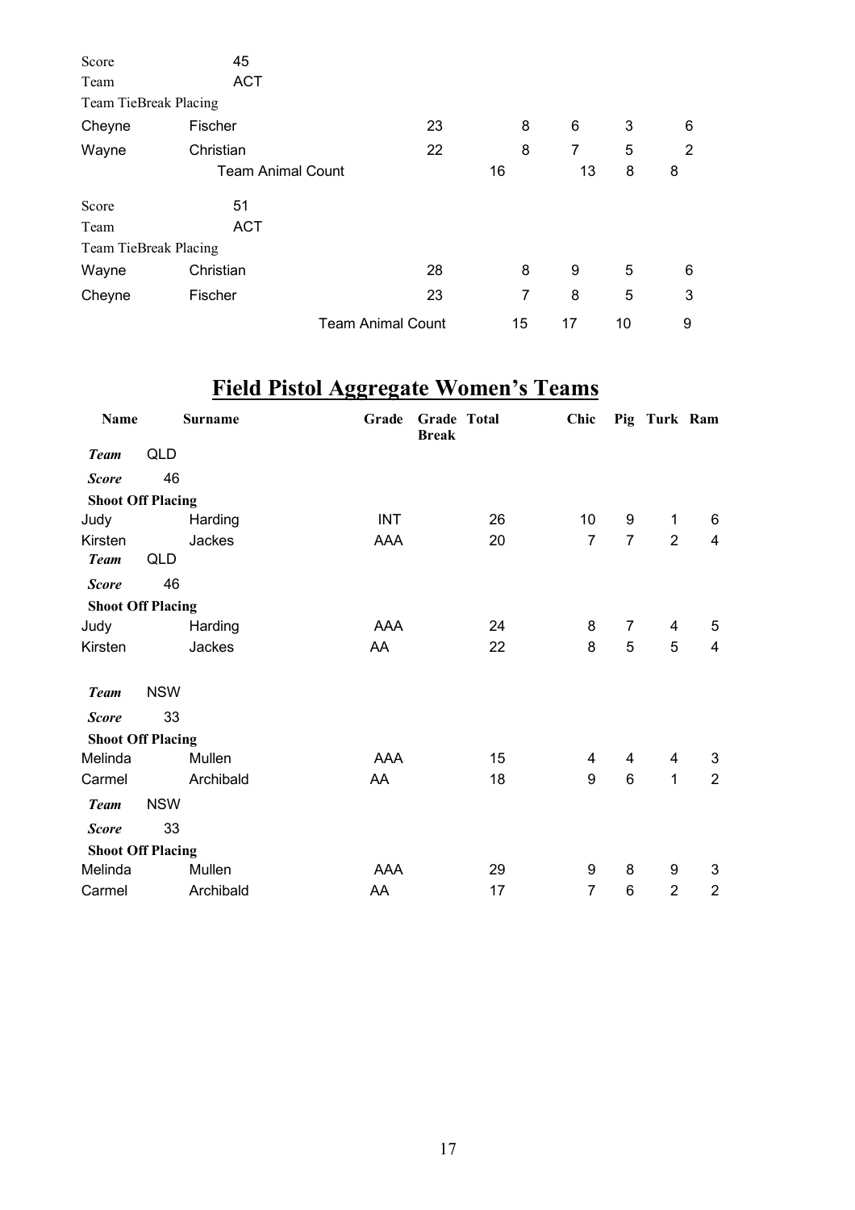Score 45

Team ACT

Team TieBreak Placing

| | | | | | | |
|---|---|---|---|---|---|---|
| Cheyne | Fischer | 23 | 8 | 6 | 3 | 6 |
| Wayne | Christian | 22 | 8 | 7 | 5 | 2 |
| | Team Animal Count | | 16 | 13 | 8 | 8 |

Score 51

Team ACT

Team TieBreak Placing

| | | | | | | |
|---|---|---|---|---|---|---|
| Wayne | Christian | 28 | 8 | 9 | 5 | 6 |
| Cheyne | Fischer | 23 | 7 | 8 | 5 | 3 |
| | Team Animal Count | | 15 | 17 | 10 | 9 |

# Field Pistol Aggregate Women's Teams

| Name | Surname | Grade | Grade Break | Total | Chic | Pig | Turk | Ram |
|---|---|---|---|---|---|---|---|---|
| ***Team*** QLD | | | | | | | | |
| ***Score*** 46 | | | | | | | | |
| **Shoot Off Placing** | | | | | | | | |
| Judy | Harding | INT | | 26 | 10 | 9 | 1 | 6 |
| Kirsten | Jackes | AAA | | 20 | 7 | 7 | 2 | 4 |
| ***Team*** QLD | | | | | | | | |
| ***Score*** 46 | | | | | | | | |
| **Shoot Off Placing** | | | | | | | | |
| Judy | Harding | AAA | | 24 | 8 | 7 | 4 | 5 |
| Kirsten | Jackes | AA | | 22 | 8 | 5 | 5 | 4 |
| ***Team*** NSW | | | | | | | | |
| ***Score*** 33 | | | | | | | | |
| **Shoot Off Placing** | | | | | | | | |
| Melinda | Mullen | AAA | | 15 | 4 | 4 | 4 | 3 |
| Carmel | Archibald | AA | | 18 | 9 | 6 | 1 | 2 |
| ***Team*** NSW | | | | | | | | |
| ***Score*** 33 | | | | | | | | |
| **Shoot Off Placing** | | | | | | | | |
| Melinda | Mullen | AAA | | 29 | 9 | 8 | 9 | 3 |
| Carmel | Archibald | AA | | 17 | 7 | 6 | 2 | 2 |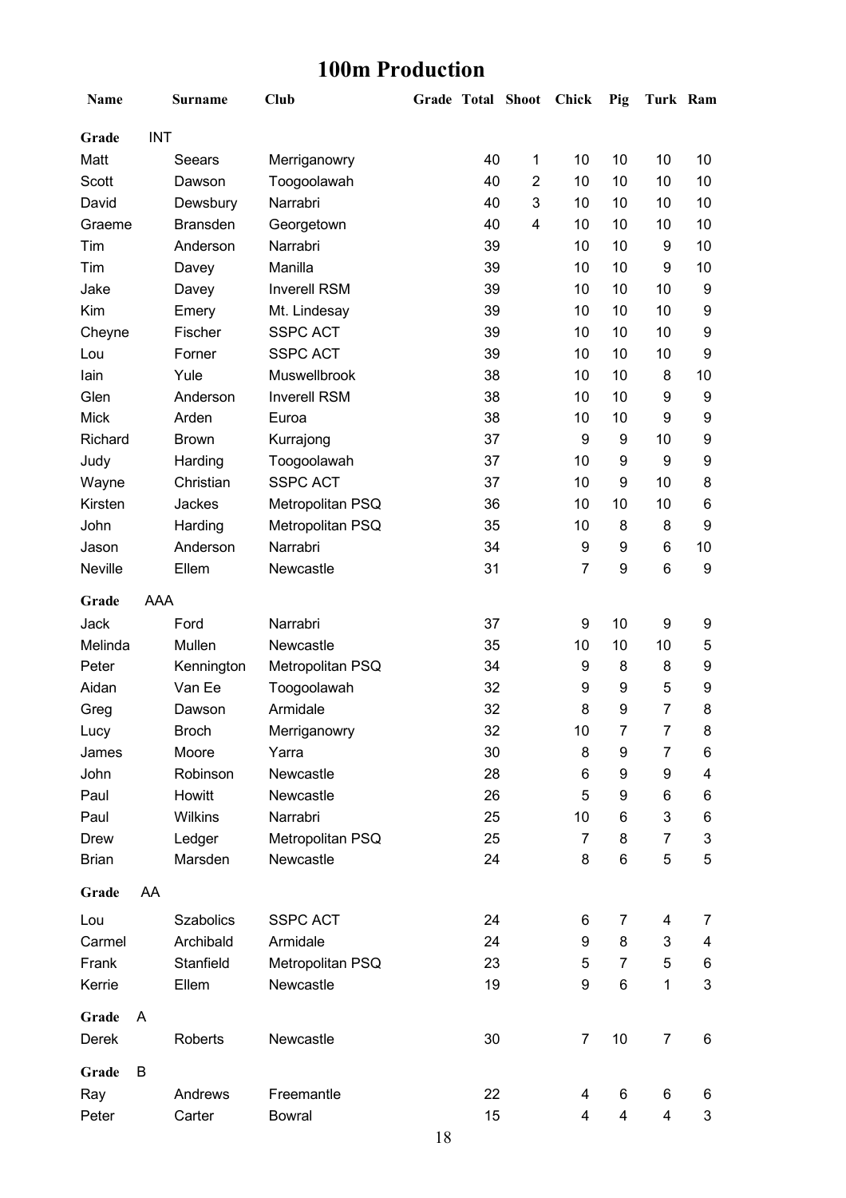# 100m Production

| Name | Surname | Club | Grade | Total | Shoot | Chick | Pig | Turk | Ram |
|---|---|---|---|---|---|---|---|---|---|
| **Grade** | INT | | | | | | | | |
| Matt | Seears | Merriganowry | | 40 | 1 | 10 | 10 | 10 | 10 |
| Scott | Dawson | Toogoolawah | | 40 | 2 | 10 | 10 | 10 | 10 |
| David | Dewsbury | Narrabri | | 40 | 3 | 10 | 10 | 10 | 10 |
| Graeme | Bransden | Georgetown | | 40 | 4 | 10 | 10 | 10 | 10 |
| Tim | Anderson | Narrabri | | 39 | | 10 | 10 | 9 | 10 |
| Tim | Davey | Manilla | | 39 | | 10 | 10 | 9 | 10 |
| Jake | Davey | Inverell RSM | | 39 | | 10 | 10 | 10 | 9 |
| Kim | Emery | Mt. Lindesay | | 39 | | 10 | 10 | 10 | 9 |
| Cheyne | Fischer | SSPC ACT | | 39 | | 10 | 10 | 10 | 9 |
| Lou | Forner | SSPC ACT | | 39 | | 10 | 10 | 10 | 9 |
| Iain | Yule | Muswellbrook | | 38 | | 10 | 10 | 8 | 10 |
| Glen | Anderson | Inverell RSM | | 38 | | 10 | 10 | 9 | 9 |
| Mick | Arden | Euroa | | 38 | | 10 | 10 | 9 | 9 |
| Richard | Brown | Kurrajong | | 37 | | 9 | 9 | 10 | 9 |
| Judy | Harding | Toogoolawah | | 37 | | 10 | 9 | 9 | 9 |
| Wayne | Christian | SSPC ACT | | 37 | | 10 | 9 | 10 | 8 |
| Kirsten | Jackes | Metropolitan PSQ | | 36 | | 10 | 10 | 10 | 6 |
| John | Harding | Metropolitan PSQ | | 35 | | 10 | 8 | 8 | 9 |
| Jason | Anderson | Narrabri | | 34 | | 9 | 9 | 6 | 10 |
| Neville | Ellem | Newcastle | | 31 | | 7 | 9 | 6 | 9 |
| **Grade** | AAA | | | | | | | | |
| Jack | Ford | Narrabri | | 37 | | 9 | 10 | 9 | 9 |
| Melinda | Mullen | Newcastle | | 35 | | 10 | 10 | 10 | 5 |
| Peter | Kennington | Metropolitan PSQ | | 34 | | 9 | 8 | 8 | 9 |
| Aidan | Van Ee | Toogoolawah | | 32 | | 9 | 9 | 5 | 9 |
| Greg | Dawson | Armidale | | 32 | | 8 | 9 | 7 | 8 |
| Lucy | Broch | Merriganowry | | 32 | | 10 | 7 | 7 | 8 |
| James | Moore | Yarra | | 30 | | 8 | 9 | 7 | 6 |
| John | Robinson | Newcastle | | 28 | | 6 | 9 | 9 | 4 |
| Paul | Howitt | Newcastle | | 26 | | 5 | 9 | 6 | 6 |
| Paul | Wilkins | Narrabri | | 25 | | 10 | 6 | 3 | 6 |
| Drew | Ledger | Metropolitan PSQ | | 25 | | 7 | 8 | 7 | 3 |
| Brian | Marsden | Newcastle | | 24 | | 8 | 6 | 5 | 5 |
| **Grade** | AA | | | | | | | | |
| Lou | Szabolics | SSPC ACT | | 24 | | 6 | 7 | 4 | 7 |
| Carmel | Archibald | Armidale | | 24 | | 9 | 8 | 3 | 4 |
| Frank | Stanfield | Metropolitan PSQ | | 23 | | 5 | 7 | 5 | 6 |
| Kerrie | Ellem | Newcastle | | 19 | | 9 | 6 | 1 | 3 |
| **Grade** | A | | | | | | | | |
| Derek | Roberts | Newcastle | | 30 | | 7 | 10 | 7 | 6 |
| **Grade** | B | | | | | | | | |
| Ray | Andrews | Freemantle | | 22 | | 4 | 6 | 6 | 6 |
| Peter | Carter | Bowral | | 15 | | 4 | 4 | 4 | 3 |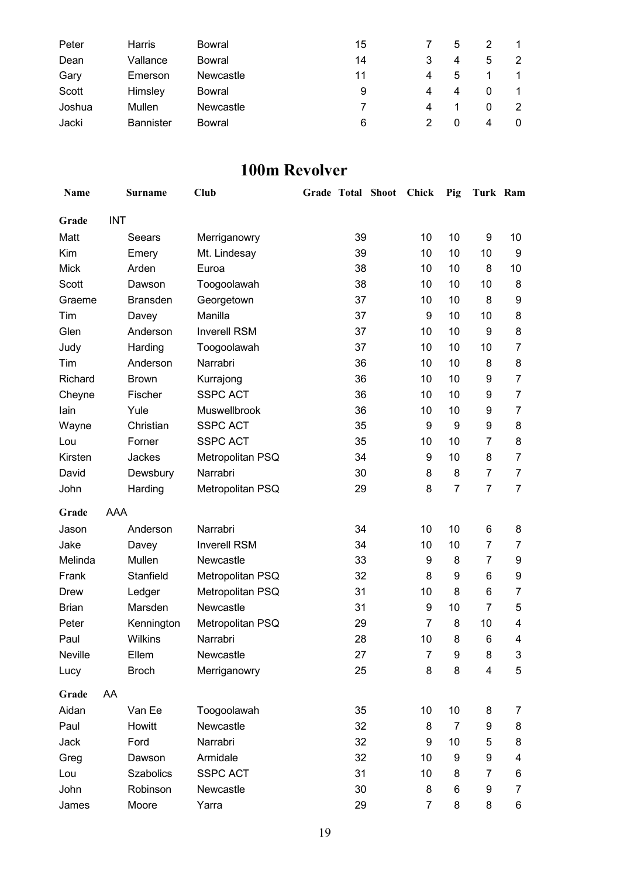| | | | | | | | | |
|---|---|---|---|---|---|---|---|---|
| Peter | Harris | Bowral | 15 | | 7 | 5 | 2 | 1 |
| Dean | Vallance | Bowral | 14 | | 3 | 4 | 5 | 2 |
| Gary | Emerson | Newcastle | 11 | | 4 | 5 | 1 | 1 |
| Scott | Himsley | Bowral | 9 | | 4 | 4 | 0 | 1 |
| Joshua | Mullen | Newcastle | 7 | | 4 | 1 | 0 | 2 |
| Jacki | Bannister | Bowral | 6 | | 2 | 0 | 4 | 0 |

# 100m Revolver

| Name | Surname | Club | Grade | Total | Shoot | Chick | Pig | Turk | Ram |
|---|---|---|---|---|---|---|---|---|---|
| **Grade** | INT | | | | | | | | |
| Matt | Seears | Merriganowry | | 39 | | 10 | 10 | 9 | 10 |
| Kim | Emery | Mt. Lindesay | | 39 | | 10 | 10 | 10 | 9 |
| Mick | Arden | Euroa | | 38 | | 10 | 10 | 8 | 10 |
| Scott | Dawson | Toogoolawah | | 38 | | 10 | 10 | 10 | 8 |
| Graeme | Bransden | Georgetown | | 37 | | 10 | 10 | 8 | 9 |
| Tim | Davey | Manilla | | 37 | | 9 | 10 | 10 | 8 |
| Glen | Anderson | Inverell RSM | | 37 | | 10 | 10 | 9 | 8 |
| Judy | Harding | Toogoolawah | | 37 | | 10 | 10 | 10 | 7 |
| Tim | Anderson | Narrabri | | 36 | | 10 | 10 | 8 | 8 |
| Richard | Brown | Kurrajong | | 36 | | 10 | 10 | 9 | 7 |
| Cheyne | Fischer | SSPC ACT | | 36 | | 10 | 10 | 9 | 7 |
| Iain | Yule | Muswellbrook | | 36 | | 10 | 10 | 9 | 7 |
| Wayne | Christian | SSPC ACT | | 35 | | 9 | 9 | 9 | 8 |
| Lou | Forner | SSPC ACT | | 35 | | 10 | 10 | 7 | 8 |
| Kirsten | Jackes | Metropolitan PSQ | | 34 | | 9 | 10 | 8 | 7 |
| David | Dewsbury | Narrabri | | 30 | | 8 | 8 | 7 | 7 |
| John | Harding | Metropolitan PSQ | | 29 | | 8 | 7 | 7 | 7 |
| **Grade** | AAA | | | | | | | | |
| Jason | Anderson | Narrabri | | 34 | | 10 | 10 | 6 | 8 |
| Jake | Davey | Inverell RSM | | 34 | | 10 | 10 | 7 | 7 |
| Melinda | Mullen | Newcastle | | 33 | | 9 | 8 | 7 | 9 |
| Frank | Stanfield | Metropolitan PSQ | | 32 | | 8 | 9 | 6 | 9 |
| Drew | Ledger | Metropolitan PSQ | | 31 | | 10 | 8 | 6 | 7 |
| Brian | Marsden | Newcastle | | 31 | | 9 | 10 | 7 | 5 |
| Peter | Kennington | Metropolitan PSQ | | 29 | | 7 | 8 | 10 | 4 |
| Paul | Wilkins | Narrabri | | 28 | | 10 | 8 | 6 | 4 |
| Neville | Ellem | Newcastle | | 27 | | 7 | 9 | 8 | 3 |
| Lucy | Broch | Merriganowry | | 25 | | 8 | 8 | 4 | 5 |
| **Grade** | AA | | | | | | | | |
| Aidan | Van Ee | Toogoolawah | | 35 | | 10 | 10 | 8 | 7 |
| Paul | Howitt | Newcastle | | 32 | | 8 | 7 | 9 | 8 |
| Jack | Ford | Narrabri | | 32 | | 9 | 10 | 5 | 8 |
| Greg | Dawson | Armidale | | 32 | | 10 | 9 | 9 | 4 |
| Lou | Szabolics | SSPC ACT | | 31 | | 10 | 8 | 7 | 6 |
| John | Robinson | Newcastle | | 30 | | 8 | 6 | 9 | 7 |
| James | Moore | Yarra | | 29 | | 7 | 8 | 8 | 6 |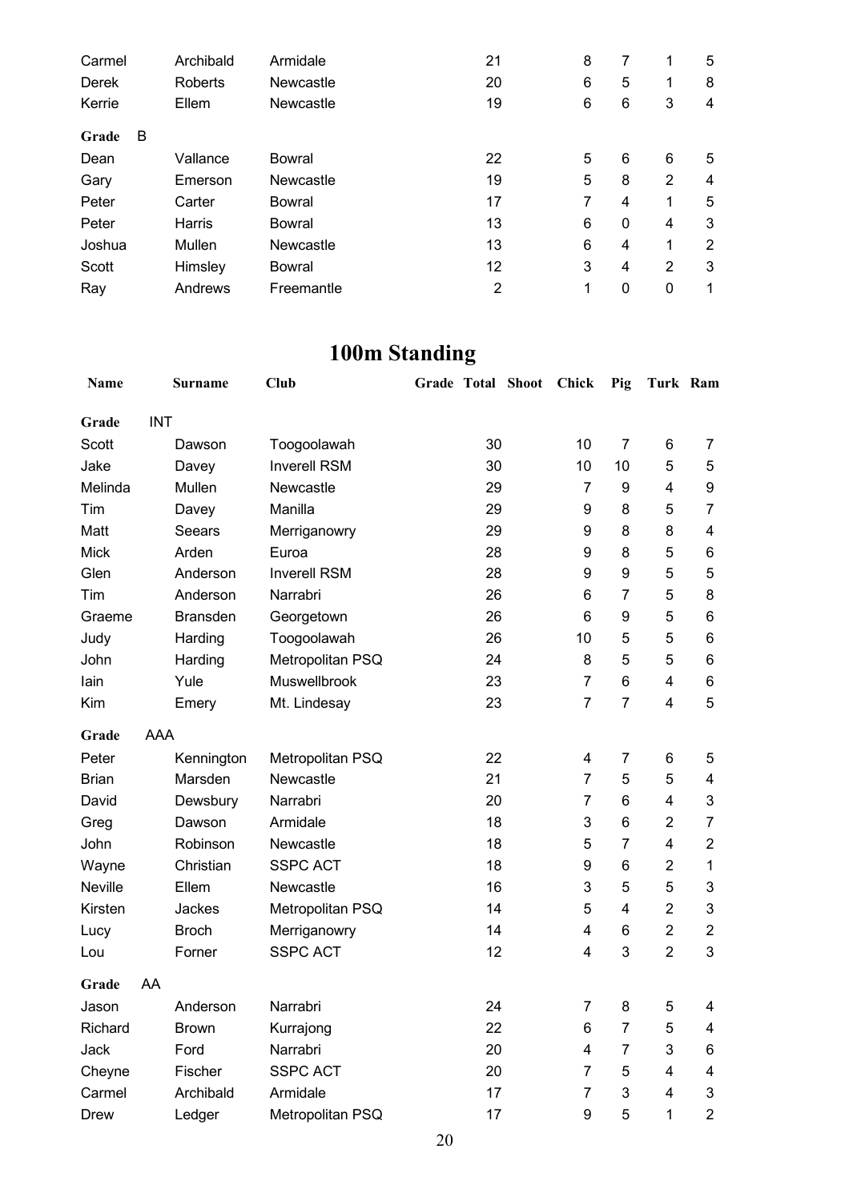| | | | | | | | | | |
|---|---|---|---|---|---|---|---|---|---|
| Carmel | Archibald | Armidale | | 21 | | 8 | 7 | 1 | 5 |
| Derek | Roberts | Newcastle | | 20 | | 6 | 5 | 1 | 8 |
| Kerrie | Ellem | Newcastle | | 19 | | 6 | 6 | 3 | 4 |
| **Grade** B | | | | | | | | | |
| Dean | Vallance | Bowral | | 22 | | 5 | 6 | 6 | 5 |
| Gary | Emerson | Newcastle | | 19 | | 5 | 8 | 2 | 4 |
| Peter | Carter | Bowral | | 17 | | 7 | 4 | 1 | 5 |
| Peter | Harris | Bowral | | 13 | | 6 | 0 | 4 | 3 |
| Joshua | Mullen | Newcastle | | 13 | | 6 | 4 | 1 | 2 |
| Scott | Himsley | Bowral | | 12 | | 3 | 4 | 2 | 3 |
| Ray | Andrews | Freemantle | | 2 | | 1 | 0 | 0 | 1 |

# 100m Standing

| Name | Surname | Club | Grade | Total | Shoot | Chick | Pig | Turk | Ram |
|---|---|---|---|---|---|---|---|---|---|
| **Grade** INT | | | | | | | | | |
| Scott | Dawson | Toogoolawah | | 30 | | 10 | 7 | 6 | 7 |
| Jake | Davey | Inverell RSM | | 30 | | 10 | 10 | 5 | 5 |
| Melinda | Mullen | Newcastle | | 29 | | 7 | 9 | 4 | 9 |
| Tim | Davey | Manilla | | 29 | | 9 | 8 | 5 | 7 |
| Matt | Seears | Merriganowry | | 29 | | 9 | 8 | 8 | 4 |
| Mick | Arden | Euroa | | 28 | | 9 | 8 | 5 | 6 |
| Glen | Anderson | Inverell RSM | | 28 | | 9 | 9 | 5 | 5 |
| Tim | Anderson | Narrabri | | 26 | | 6 | 7 | 5 | 8 |
| Graeme | Bransden | Georgetown | | 26 | | 6 | 9 | 5 | 6 |
| Judy | Harding | Toogoolawah | | 26 | | 10 | 5 | 5 | 6 |
| John | Harding | Metropolitan PSQ | | 24 | | 8 | 5 | 5 | 6 |
| Iain | Yule | Muswellbrook | | 23 | | 7 | 6 | 4 | 6 |
| Kim | Emery | Mt. Lindesay | | 23 | | 7 | 7 | 4 | 5 |
| **Grade** AAA | | | | | | | | | |
| Peter | Kennington | Metropolitan PSQ | | 22 | | 4 | 7 | 6 | 5 |
| Brian | Marsden | Newcastle | | 21 | | 7 | 5 | 5 | 4 |
| David | Dewsbury | Narrabri | | 20 | | 7 | 6 | 4 | 3 |
| Greg | Dawson | Armidale | | 18 | | 3 | 6 | 2 | 7 |
| John | Robinson | Newcastle | | 18 | | 5 | 7 | 4 | 2 |
| Wayne | Christian | SSPC ACT | | 18 | | 9 | 6 | 2 | 1 |
| Neville | Ellem | Newcastle | | 16 | | 3 | 5 | 5 | 3 |
| Kirsten | Jackes | Metropolitan PSQ | | 14 | | 5 | 4 | 2 | 3 |
| Lucy | Broch | Merriganowry | | 14 | | 4 | 6 | 2 | 2 |
| Lou | Forner | SSPC ACT | | 12 | | 4 | 3 | 2 | 3 |
| **Grade** AA | | | | | | | | | |
| Jason | Anderson | Narrabri | | 24 | | 7 | 8 | 5 | 4 |
| Richard | Brown | Kurrajong | | 22 | | 6 | 7 | 5 | 4 |
| Jack | Ford | Narrabri | | 20 | | 4 | 7 | 3 | 6 |
| Cheyne | Fischer | SSPC ACT | | 20 | | 7 | 5 | 4 | 4 |
| Carmel | Archibald | Armidale | | 17 | | 7 | 3 | 4 | 3 |
| Drew | Ledger | Metropolitan PSQ | | 17 | | 9 | 5 | 1 | 2 |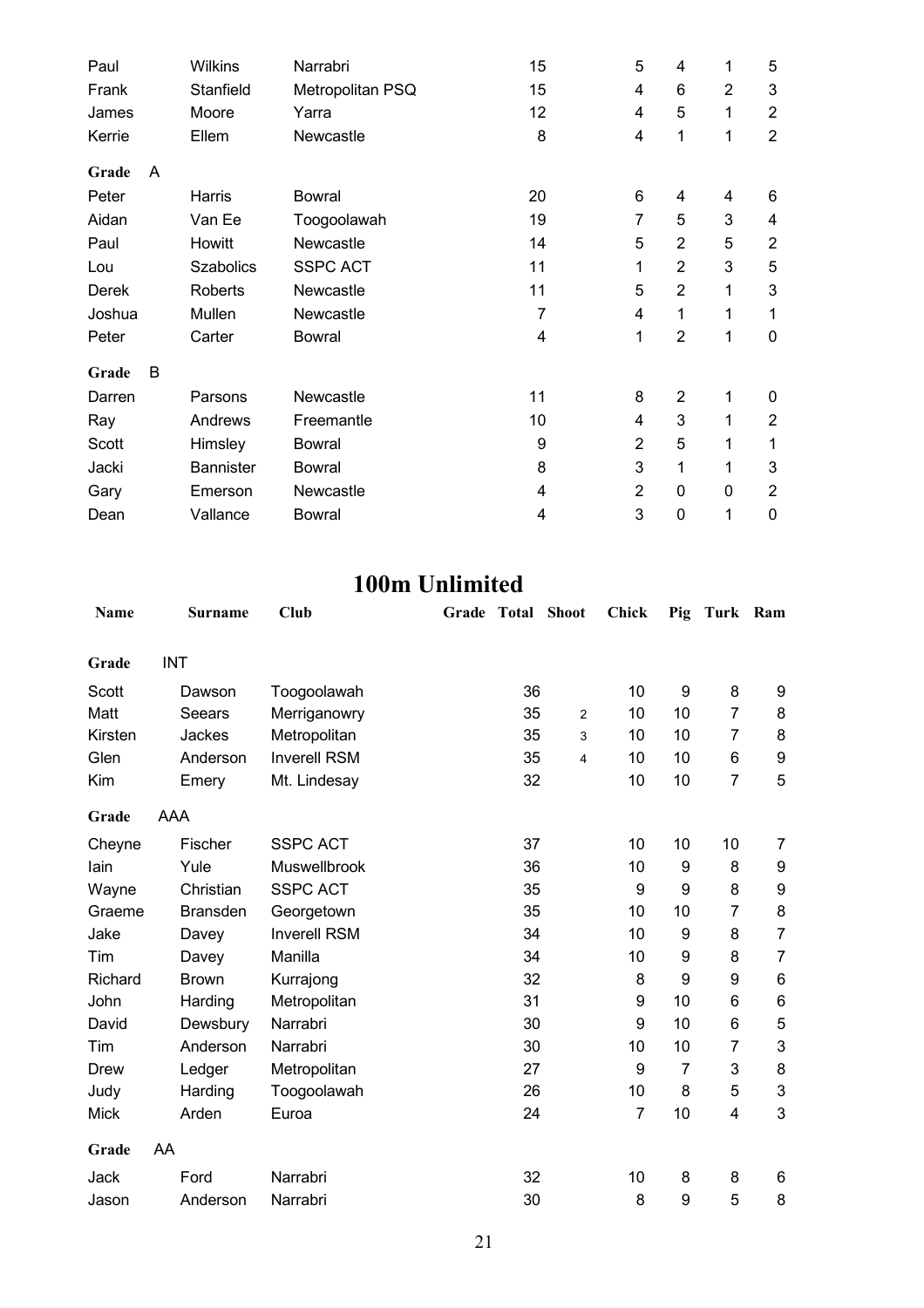| | | | | | | | | | |
|---|---|---|---|---|---|---|---|---|---|
| Paul | Wilkins | Narrabri | | 15 | | 5 | 4 | 1 | 5 |
| Frank | Stanfield | Metropolitan PSQ | | 15 | | 4 | 6 | 2 | 3 |
| James | Moore | Yarra | | 12 | | 4 | 5 | 1 | 2 |
| Kerrie | Ellem | Newcastle | | 8 | | 4 | 1 | 1 | 2 |
| **Grade** A | | | | | | | | | |
| Peter | Harris | Bowral | | 20 | | 6 | 4 | 4 | 6 |
| Aidan | Van Ee | Toogoolawah | | 19 | | 7 | 5 | 3 | 4 |
| Paul | Howitt | Newcastle | | 14 | | 5 | 2 | 5 | 2 |
| Lou | Szabolics | SSPC ACT | | 11 | | 1 | 2 | 3 | 5 |
| Derek | Roberts | Newcastle | | 11 | | 5 | 2 | 1 | 3 |
| Joshua | Mullen | Newcastle | | 7 | | 4 | 1 | 1 | 1 |
| Peter | Carter | Bowral | | 4 | | 1 | 2 | 1 | 0 |
| **Grade** B | | | | | | | | | |
| Darren | Parsons | Newcastle | | 11 | | 8 | 2 | 1 | 0 |
| Ray | Andrews | Freemantle | | 10 | | 4 | 3 | 1 | 2 |
| Scott | Himsley | Bowral | | 9 | | 2 | 5 | 1 | 1 |
| Jacki | Bannister | Bowral | | 8 | | 3 | 1 | 1 | 3 |
| Gary | Emerson | Newcastle | | 4 | | 2 | 0 | 0 | 2 |
| Dean | Vallance | Bowral | | 4 | | 3 | 0 | 1 | 0 |

## 100m Unlimited

| Name | Surname | Club | Grade | Total | Shoot | Chick | Pig | Turk | Ram |
|---|---|---|---|---|---|---|---|---|---|
| **Grade** INT | | | | | | | | | |
| Scott | Dawson | Toogoolawah | | 36 | | 10 | 9 | 8 | 9 |
| Matt | Seears | Merriganowry | | 35 | 2 | 10 | 10 | 7 | 8 |
| Kirsten | Jackes | Metropolitan | | 35 | 3 | 10 | 10 | 7 | 8 |
| Glen | Anderson | Inverell RSM | | 35 | 4 | 10 | 10 | 6 | 9 |
| Kim | Emery | Mt. Lindesay | | 32 | | 10 | 10 | 7 | 5 |
| **Grade** AAA | | | | | | | | | |
| Cheyne | Fischer | SSPC ACT | | 37 | | 10 | 10 | 10 | 7 |
| Iain | Yule | Muswellbrook | | 36 | | 10 | 9 | 8 | 9 |
| Wayne | Christian | SSPC ACT | | 35 | | 9 | 9 | 8 | 9 |
| Graeme | Bransden | Georgetown | | 35 | | 10 | 10 | 7 | 8 |
| Jake | Davey | Inverell RSM | | 34 | | 10 | 9 | 8 | 7 |
| Tim | Davey | Manilla | | 34 | | 10 | 9 | 8 | 7 |
| Richard | Brown | Kurrajong | | 32 | | 8 | 9 | 9 | 6 |
| John | Harding | Metropolitan | | 31 | | 9 | 10 | 6 | 6 |
| David | Dewsbury | Narrabri | | 30 | | 9 | 10 | 6 | 5 |
| Tim | Anderson | Narrabri | | 30 | | 10 | 10 | 7 | 3 |
| Drew | Ledger | Metropolitan | | 27 | | 9 | 7 | 3 | 8 |
| Judy | Harding | Toogoolawah | | 26 | | 10 | 8 | 5 | 3 |
| Mick | Arden | Euroa | | 24 | | 7 | 10 | 4 | 3 |
| **Grade** AA | | | | | | | | | |
| Jack | Ford | Narrabri | | 32 | | 10 | 8 | 8 | 6 |
| Jason | Anderson | Narrabri | | 30 | | 8 | 9 | 5 | 8 |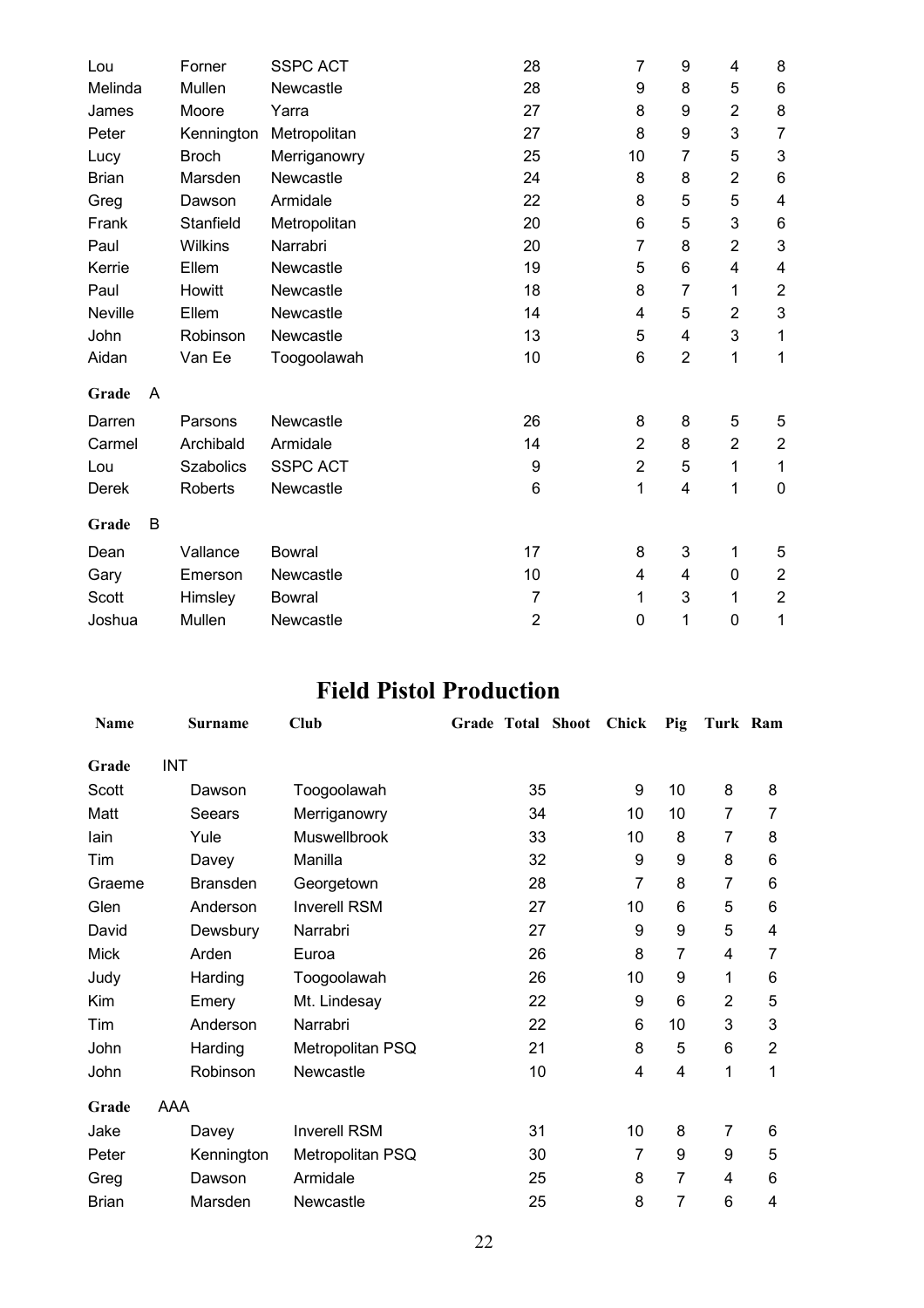| Name | Surname | Club | Grade | Total | Shoot | Chick | Pig | Turk | Ram |
|---|---|---|---|---|---|---|---|---|---|
| Lou | Forner | SSPC ACT | | 28 | | 7 | 9 | 4 | 8 |
| Melinda | Mullen | Newcastle | | 28 | | 9 | 8 | 5 | 6 |
| James | Moore | Yarra | | 27 | | 8 | 9 | 2 | 8 |
| Peter | Kennington | Metropolitan | | 27 | | 8 | 9 | 3 | 7 |
| Lucy | Broch | Merriganowry | | 25 | | 10 | 7 | 5 | 3 |
| Brian | Marsden | Newcastle | | 24 | | 8 | 8 | 2 | 6 |
| Greg | Dawson | Armidale | | 22 | | 8 | 5 | 5 | 4 |
| Frank | Stanfield | Metropolitan | | 20 | | 6 | 5 | 3 | 6 |
| Paul | Wilkins | Narrabri | | 20 | | 7 | 8 | 2 | 3 |
| Kerrie | Ellem | Newcastle | | 19 | | 5 | 6 | 4 | 4 |
| Paul | Howitt | Newcastle | | 18 | | 8 | 7 | 1 | 2 |
| Neville | Ellem | Newcastle | | 14 | | 4 | 5 | 2 | 3 |
| John | Robinson | Newcastle | | 13 | | 5 | 4 | 3 | 1 |
| Aidan | Van Ee | Toogoolawah | | 10 | | 6 | 2 | 1 | 1 |
| **Grade** | A | | | | | | | | |
| Darren | Parsons | Newcastle | | 26 | | 8 | 8 | 5 | 5 |
| Carmel | Archibald | Armidale | | 14 | | 2 | 8 | 2 | 2 |
| Lou | Szabolics | SSPC ACT | | 9 | | 2 | 5 | 1 | 1 |
| Derek | Roberts | Newcastle | | 6 | | 1 | 4 | 1 | 0 |
| **Grade** | B | | | | | | | | |
| Dean | Vallance | Bowral | | 17 | | 8 | 3 | 1 | 5 |
| Gary | Emerson | Newcastle | | 10 | | 4 | 4 | 0 | 2 |
| Scott | Himsley | Bowral | | 7 | | 1 | 3 | 1 | 2 |
| Joshua | Mullen | Newcastle | | 2 | | 0 | 1 | 0 | 1 |

## Field Pistol Production

| Name | Surname | Club | Grade | Total | Shoot | Chick | Pig | Turk | Ram |
|---|---|---|---|---|---|---|---|---|---|
| **Grade** | INT | | | | | | | | |
| Scott | Dawson | Toogoolawah | | 35 | | 9 | 10 | 8 | 8 |
| Matt | Seears | Merriganowry | | 34 | | 10 | 10 | 7 | 7 |
| Iain | Yule | Muswellbrook | | 33 | | 10 | 8 | 7 | 8 |
| Tim | Davey | Manilla | | 32 | | 9 | 9 | 8 | 6 |
| Graeme | Bransden | Georgetown | | 28 | | 7 | 8 | 7 | 6 |
| Glen | Anderson | Inverell RSM | | 27 | | 10 | 6 | 5 | 6 |
| David | Dewsbury | Narrabri | | 27 | | 9 | 9 | 5 | 4 |
| Mick | Arden | Euroa | | 26 | | 8 | 7 | 4 | 7 |
| Judy | Harding | Toogoolawah | | 26 | | 10 | 9 | 1 | 6 |
| Kim | Emery | Mt. Lindesay | | 22 | | 9 | 6 | 2 | 5 |
| Tim | Anderson | Narrabri | | 22 | | 6 | 10 | 3 | 3 |
| John | Harding | Metropolitan PSQ | | 21 | | 8 | 5 | 6 | 2 |
| John | Robinson | Newcastle | | 10 | | 4 | 4 | 1 | 1 |
| **Grade** | AAA | | | | | | | | |
| Jake | Davey | Inverell RSM | | 31 | | 10 | 8 | 7 | 6 |
| Peter | Kennington | Metropolitan PSQ | | 30 | | 7 | 9 | 9 | 5 |
| Greg | Dawson | Armidale | | 25 | | 8 | 7 | 4 | 6 |
| Brian | Marsden | Newcastle | | 25 | | 8 | 7 | 6 | 4 |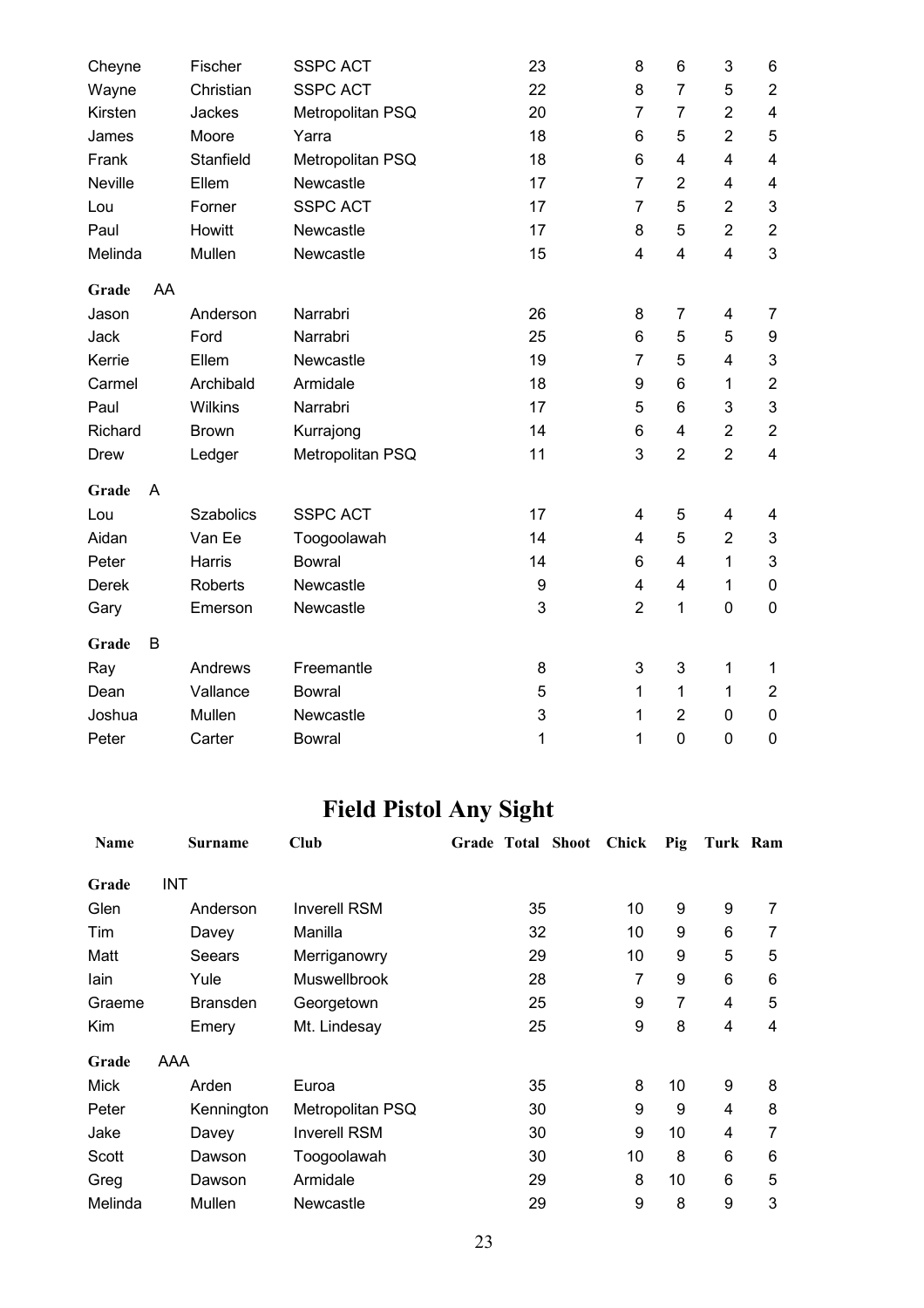| | | | | | | | | | |
|---|---|---|---|---|---|---|---|---|---|
| Cheyne | Fischer | SSPC ACT | | 23 | | 8 | 6 | 3 | 6 |
| Wayne | Christian | SSPC ACT | | 22 | | 8 | 7 | 5 | 2 |
| Kirsten | Jackes | Metropolitan PSQ | | 20 | | 7 | 7 | 2 | 4 |
| James | Moore | Yarra | | 18 | | 6 | 5 | 2 | 5 |
| Frank | Stanfield | Metropolitan PSQ | | 18 | | 6 | 4 | 4 | 4 |
| Neville | Ellem | Newcastle | | 17 | | 7 | 2 | 4 | 4 |
| Lou | Forner | SSPC ACT | | 17 | | 7 | 5 | 2 | 3 |
| Paul | Howitt | Newcastle | | 17 | | 8 | 5 | 2 | 2 |
| Melinda | Mullen | Newcastle | | 15 | | 4 | 4 | 4 | 3 |
| **Grade** AA | | | | | | | | | |
| Jason | Anderson | Narrabri | | 26 | | 8 | 7 | 4 | 7 |
| Jack | Ford | Narrabri | | 25 | | 6 | 5 | 5 | 9 |
| Kerrie | Ellem | Newcastle | | 19 | | 7 | 5 | 4 | 3 |
| Carmel | Archibald | Armidale | | 18 | | 9 | 6 | 1 | 2 |
| Paul | Wilkins | Narrabri | | 17 | | 5 | 6 | 3 | 3 |
| Richard | Brown | Kurrajong | | 14 | | 6 | 4 | 2 | 2 |
| Drew | Ledger | Metropolitan PSQ | | 11 | | 3 | 2 | 2 | 4 |
| **Grade** A | | | | | | | | | |
| Lou | Szabolics | SSPC ACT | | 17 | | 4 | 5 | 4 | 4 |
| Aidan | Van Ee | Toogoolawah | | 14 | | 4 | 5 | 2 | 3 |
| Peter | Harris | Bowral | | 14 | | 6 | 4 | 1 | 3 |
| Derek | Roberts | Newcastle | | 9 | | 4 | 4 | 1 | 0 |
| Gary | Emerson | Newcastle | | 3 | | 2 | 1 | 0 | 0 |
| **Grade** B | | | | | | | | | |
| Ray | Andrews | Freemantle | | 8 | | 3 | 3 | 1 | 1 |
| Dean | Vallance | Bowral | | 5 | | 1 | 1 | 1 | 2 |
| Joshua | Mullen | Newcastle | | 3 | | 1 | 2 | 0 | 0 |
| Peter | Carter | Bowral | | 1 | | 1 | 0 | 0 | 0 |

# Field Pistol Any Sight

| Name | Surname | Club | Grade | Total | Shoot | Chick | Pig | Turk | Ram |
|---|---|---|---|---|---|---|---|---|---|
| **Grade** INT | | | | | | | | | |
| Glen | Anderson | Inverell RSM | | 35 | | 10 | 9 | 9 | 7 |
| Tim | Davey | Manilla | | 32 | | 10 | 9 | 6 | 7 |
| Matt | Seears | Merriganowry | | 29 | | 10 | 9 | 5 | 5 |
| Iain | Yule | Muswellbrook | | 28 | | 7 | 9 | 6 | 6 |
| Graeme | Bransden | Georgetown | | 25 | | 9 | 7 | 4 | 5 |
| Kim | Emery | Mt. Lindesay | | 25 | | 9 | 8 | 4 | 4 |
| **Grade** AAA | | | | | | | | | |
| Mick | Arden | Euroa | | 35 | | 8 | 10 | 9 | 8 |
| Peter | Kennington | Metropolitan PSQ | | 30 | | 9 | 9 | 4 | 8 |
| Jake | Davey | Inverell RSM | | 30 | | 9 | 10 | 4 | 7 |
| Scott | Dawson | Toogoolawah | | 30 | | 10 | 8 | 6 | 6 |
| Greg | Dawson | Armidale | | 29 | | 8 | 10 | 6 | 5 |
| Melinda | Mullen | Newcastle | | 29 | | 9 | 8 | 9 | 3 |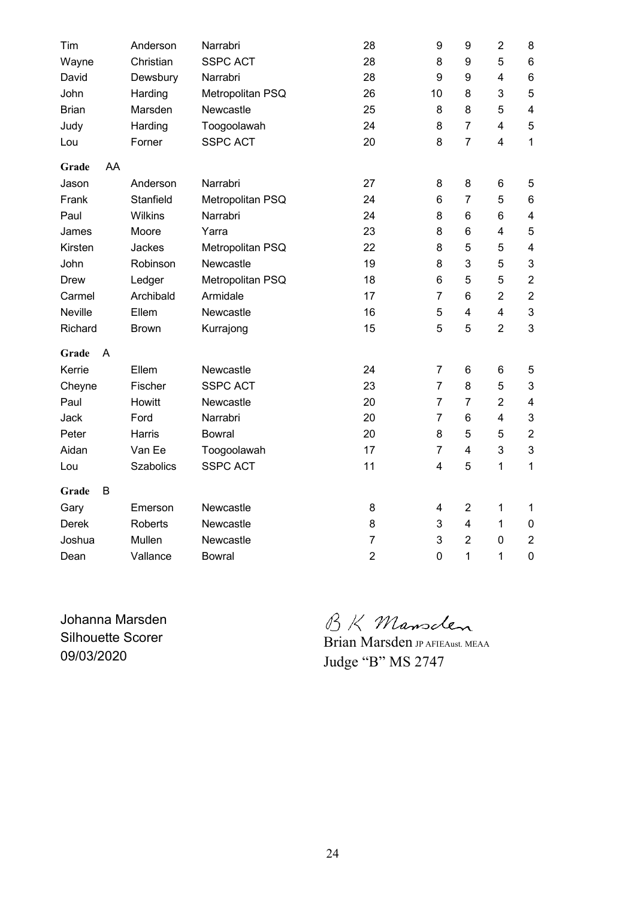| | | | | | | | |
|---|---|---|---|---|---|---|---|
| Tim | Anderson | Narrabri | 28 | 9 | 9 | 2 | 8 |
| Wayne | Christian | SSPC ACT | 28 | 8 | 9 | 5 | 6 |
| David | Dewsbury | Narrabri | 28 | 9 | 9 | 4 | 6 |
| John | Harding | Metropolitan PSQ | 26 | 10 | 8 | 3 | 5 |
| Brian | Marsden | Newcastle | 25 | 8 | 8 | 5 | 4 |
| Judy | Harding | Toogoolawah | 24 | 8 | 7 | 4 | 5 |
| Lou | Forner | SSPC ACT | 20 | 8 | 7 | 4 | 1 |

**Grade** AA

| | | | | | | | |
|---|---|---|---|---|---|---|---|
| Jason | Anderson | Narrabri | 27 | 8 | 8 | 6 | 5 |
| Frank | Stanfield | Metropolitan PSQ | 24 | 6 | 7 | 5 | 6 |
| Paul | Wilkins | Narrabri | 24 | 8 | 6 | 6 | 4 |
| James | Moore | Yarra | 23 | 8 | 6 | 4 | 5 |
| Kirsten | Jackes | Metropolitan PSQ | 22 | 8 | 5 | 5 | 4 |
| John | Robinson | Newcastle | 19 | 8 | 3 | 5 | 3 |
| Drew | Ledger | Metropolitan PSQ | 18 | 6 | 5 | 5 | 2 |
| Carmel | Archibald | Armidale | 17 | 7 | 6 | 2 | 2 |
| Neville | Ellem | Newcastle | 16 | 5 | 4 | 4 | 3 |
| Richard | Brown | Kurrajong | 15 | 5 | 5 | 2 | 3 |

**Grade** A

| | | | | | | | |
|---|---|---|---|---|---|---|---|
| Kerrie | Ellem | Newcastle | 24 | 7 | 6 | 6 | 5 |
| Cheyne | Fischer | SSPC ACT | 23 | 7 | 8 | 5 | 3 |
| Paul | Howitt | Newcastle | 20 | 7 | 7 | 2 | 4 |
| Jack | Ford | Narrabri | 20 | 7 | 6 | 4 | 3 |
| Peter | Harris | Bowral | 20 | 8 | 5 | 5 | 2 |
| Aidan | Van Ee | Toogoolawah | 17 | 7 | 4 | 3 | 3 |
| Lou | Szabolics | SSPC ACT | 11 | 4 | 5 | 1 | 1 |

**Grade** B

| | | | | | | | |
|---|---|---|---|---|---|---|---|
| Gary | Emerson | Newcastle | 8 | 4 | 2 | 1 | 1 |
| Derek | Roberts | Newcastle | 8 | 3 | 4 | 1 | 0 |
| Joshua | Mullen | Newcastle | 7 | 3 | 2 | 0 | 2 |
| Dean | Vallance | Bowral | 2 | 0 | 1 | 1 | 0 |

Johanna Marsden
Silhouette Scorer
09/03/2020

B K Marsden
Brian Marsden JP AFIEAust. MEAA
Judge "B" MS 2747